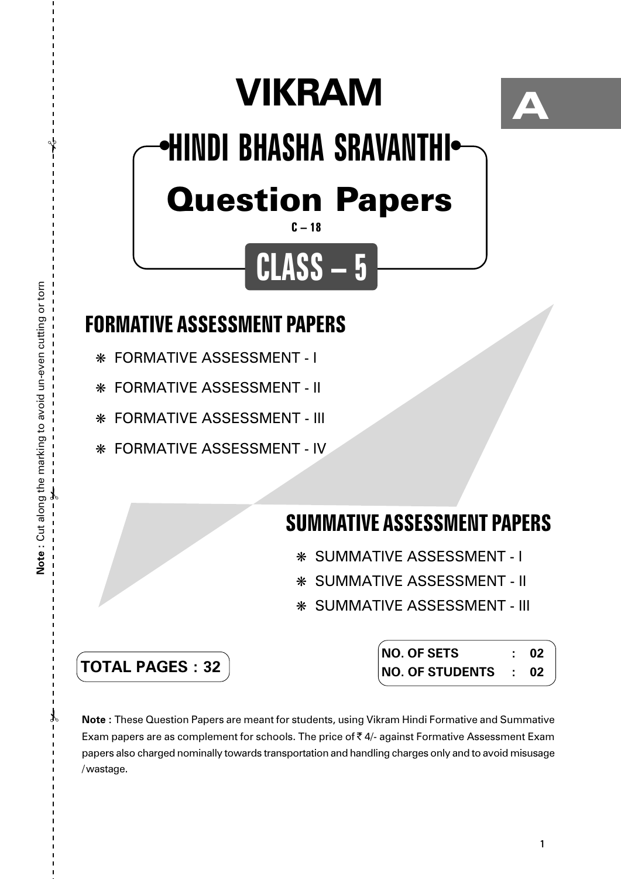# VIKRAM

A

## HINDI BHASHA SRAVANTHI

## Question Papers

C – 18

## CLASS – 5

Note : Cut along the marking to avoid un-even cutting or torn

### FORMATIVE ASSESSMENT PAPERS

- FORMATIVE ASSESSMENT - I
- FORMATIVE ASSESSMENT - II
- FORMATIVE ASSESSMENT - III
- FORMATIVE ASSESSMENT - IV

### SUMMATIVE ASSESSMENT PAPERS

- SUMMATIVE ASSESSMENT - I
- SUMMATIVE ASSESSMENT - II
- SUMMATIVE ASSESSMENT - III

**TOTAL PAGES : 32**

| | | |
|---|---|---|
| **NO. OF SETS** | : | **02** |
| **NO. OF STUDENTS** | : | **02** |

**Note :** These Question Papers are meant for students, using Vikram Hindi Formative and Summative Exam papers are as complement for schools. The price of ₹ 4/- against Formative Assessment Exam papers also charged nominally towards transportation and handling charges only and to avoid misusage /wastage.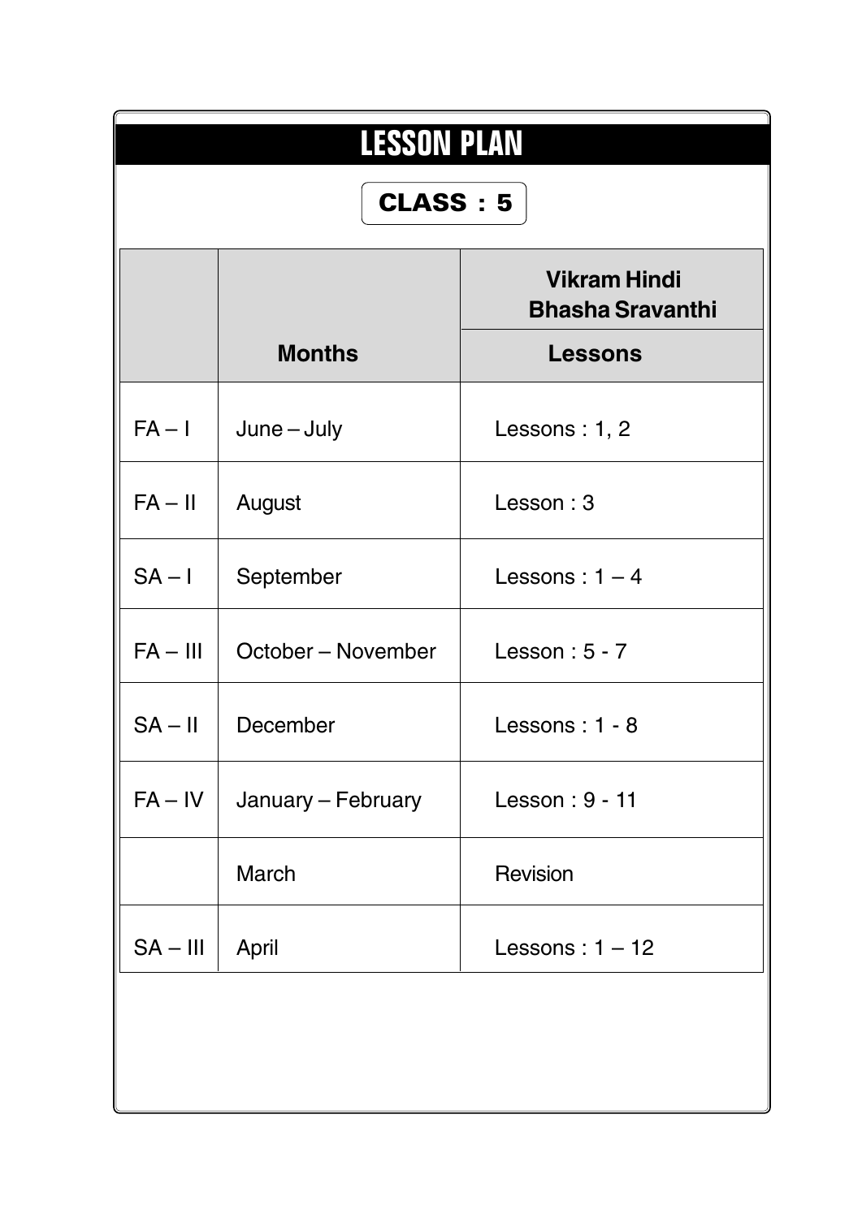# LESSON PLAN

**CLASS : 5**

| | Months | Vikram Hindi Bhasha Sravanthi |
|---|---|---|
| | | **Lessons** |
| FA – I | June – July | Lessons : 1, 2 |
| FA – II | August | Lesson : 3 |
| SA – I | September | Lessons : 1 – 4 |
| FA – III | October – November | Lesson : 5 - 7 |
| SA – II | December | Lessons : 1 - 8 |
| FA – IV | January – February | Lesson : 9 - 11 |
| | March | Revision |
| SA – III | April | Lessons : 1 – 12 |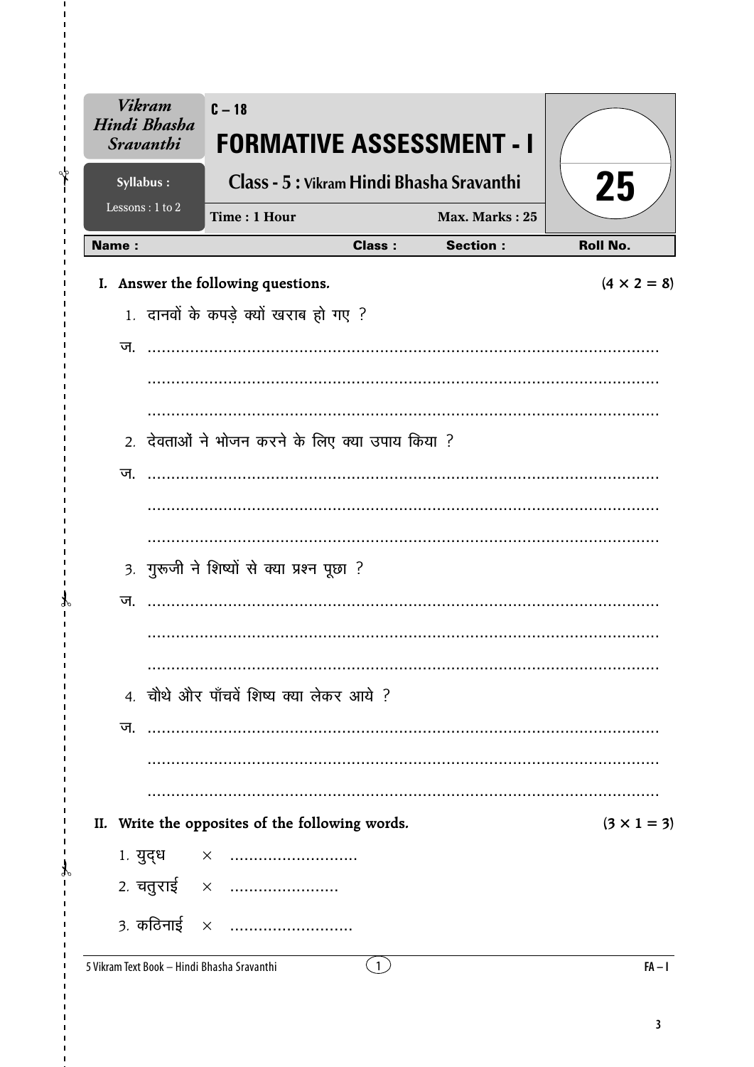| Vikram Hindi Bhasha Sravanthi | C – 18 | | |
|---|---|---|---|
| | **FORMATIVE ASSESSMENT - I** | | |
| Syllabus : | Class - 5 : Vikram Hindi Bhasha Sravanthi | | 25 |
| Lessons : 1 to 2 | Time : 1 Hour | Max. Marks : 25 | |

| Name : | Class : | Section : | Roll No. |
|---|---|---|---|

**I. Answer the following questions.** (4 × 2 = 8)

1. दानवों के कपड़े क्यों खराब हो गए ?

ज. ..............................................................................................

..............................................................................................

..............................................................................................

2. देवताओं ने भोजन करने के लिए क्या उपाय किया ?

ज. ..............................................................................................

..............................................................................................

..............................................................................................

3. गुरूजी ने शिष्यों से क्या प्रश्न पूछा ?

ज. ..............................................................................................

..............................................................................................

..............................................................................................

4. चौथे और पाँचवें शिष्य क्या लेकर आये ?

ज. ..............................................................................................

..............................................................................................

..............................................................................................

**II. Write the opposites of the following words.** (3 × 1 = 3)

1. युद्ध × ..........................

2. चतुराई × ......................

3. कठिनाई × .........................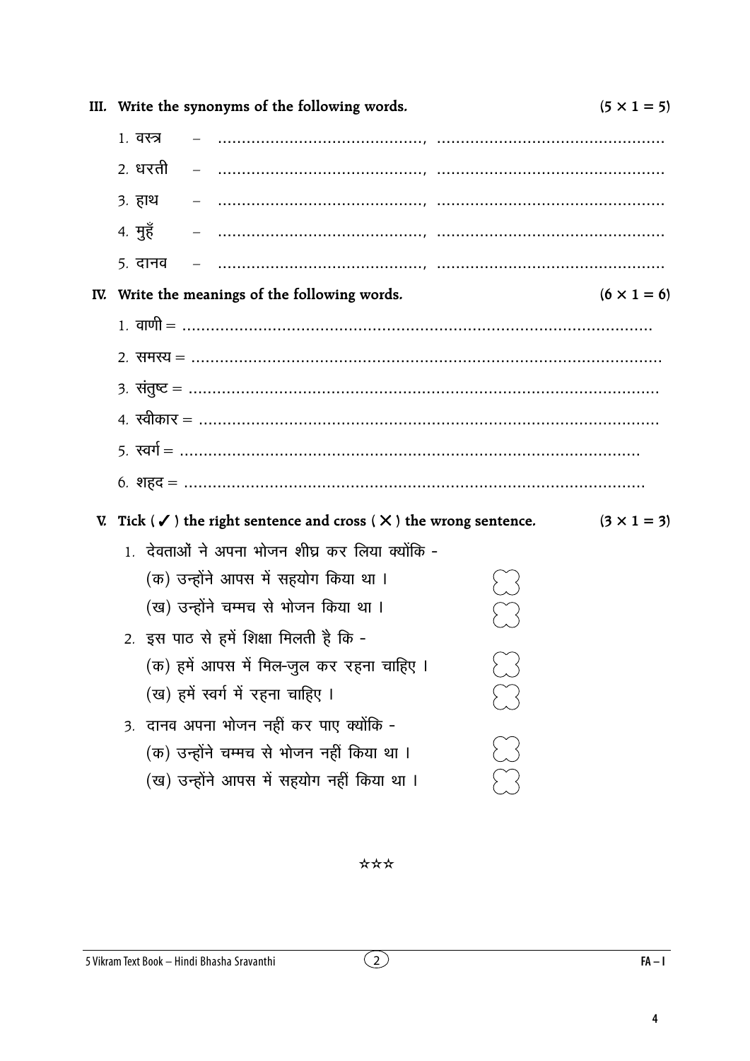**III. Write the synonyms of the following words.** **(5 × 1 = 5)**

1. वस्त्र – ……………………………………, ……………………………………
2. धरती – ……………………………………, ……………………………………
3. हाथ – ……………………………………, ……………………………………
4. मुहँ – ……………………………………, ……………………………………
5. दानव – ……………………………………, ……………………………………

**IV. Write the meanings of the following words.** **(6 × 1 = 6)**

1. वाणी = ……………………………………………………………………………
2. समस्य = ……………………………………………………………………………
3. संतुष्ट = ……………………………………………………………………………
4. स्वीकार = ……………………………………………………………………………
5. स्वर्ग = ……………………………………………………………………………
6. शहद = ……………………………………………………………………………

**V. Tick ( ✓ ) the right sentence and cross ( X ) the wrong sentence.** **(3 × 1 = 3)**

1. देवताओं ने अपना भोजन शीघ्र कर लिया क्योंकि -
   - (क) उन्होंने आपस में सहयोग किया था । ☐
   - (ख) उन्होंने चम्मच से भोजन किया था । ☐
2. इस पाठ से हमें शिक्षा मिलती है कि -
   - (क) हमें आपस में मिल-जुल कर रहना चाहिए । ☐
   - (ख) हमें स्वर्ग में रहना चाहिए । ☐
3. दानव अपना भोजन नहीं कर पाए क्योंकि -
   - (क) उन्होंने चम्मच से भोजन नहीं किया था । ☐
   - (ख) उन्होंने आपस में सहयोग नहीं किया था । ☐

☆☆☆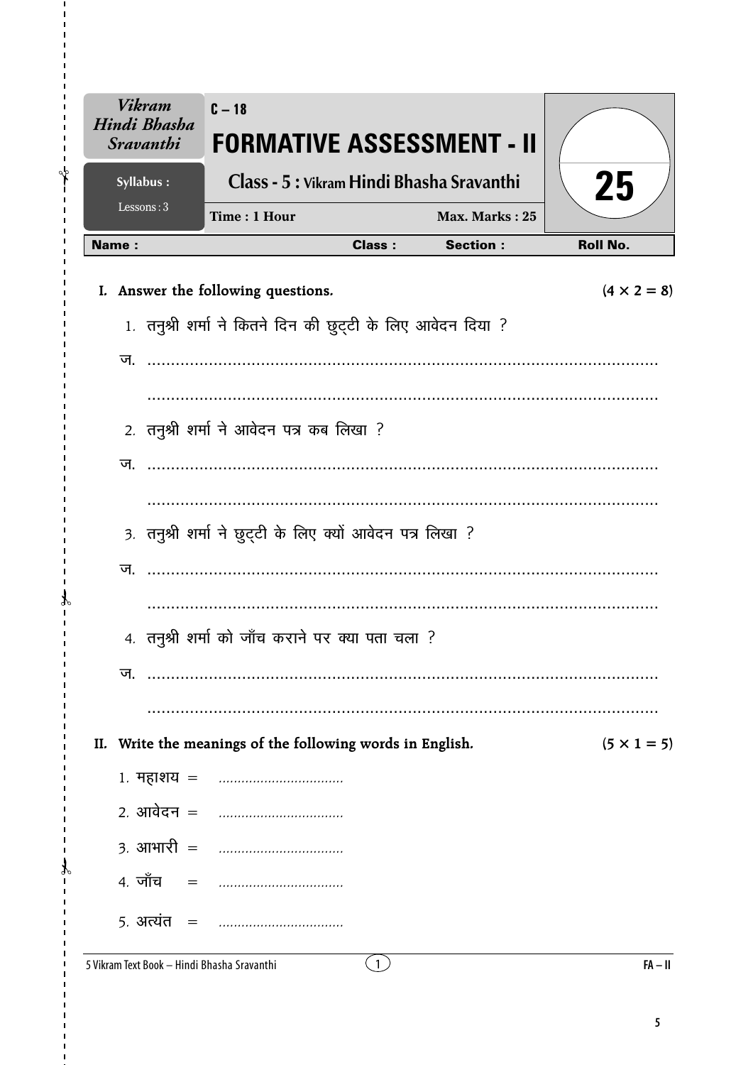*Vikram Hindi Bhasha Sravanthi*

**C – 18**

# FORMATIVE ASSESSMENT - II

**Syllabus :** Lessons : 3

**Class - 5 : Vikram Hindi Bhasha Sravanthi**

**Time : 1 Hour** **Max. Marks : 25**

**25**

| Name : | Class : | Section : | Roll No. |
|---|---|---|---|

**I. Answer the following questions.** **(4 × 2 = 8)**

1. तनुश्री शर्मा ने कितने दिन की छुट्टी के लिए आवेदन दिया ?

ज. ..........................................................................................................

..........................................................................................................

2. तनुश्री शर्मा ने आवेदन पत्र कब लिखा ?

ज. ..........................................................................................................

..........................................................................................................

3. तनुश्री शर्मा ने छुट्टी के लिए क्यों आवेदन पत्र लिखा ?

ज. ..........................................................................................................

..........................................................................................................

4. तनुश्री शर्मा को जाँच कराने पर क्या पता चला ?

ज. ..........................................................................................................

..........................................................................................................

**II. Write the meanings of the following words in English.** **(5 × 1 = 5)**

1. महाशय = .................................
2. आवेदन = .................................
3. आभारी = .................................
4. जाँच = .................................
5. अत्यंत = .................................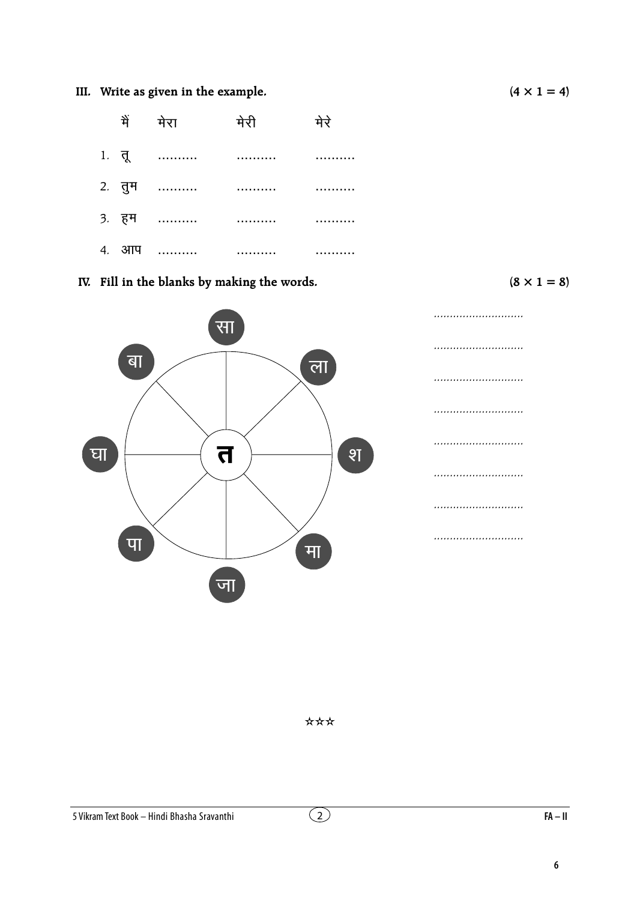**III. Write as given in the example.** (4 × 1 = 4)

| | | | |
|---|---|---|---|
| मैं | मेरा | मेरी | मेरे |
| 1. तू | .......... | .......... | .......... |
| 2. तुम | .......... | .......... | .......... |
| 3. हम | .......... | .......... | .......... |
| 4. आप | .......... | .......... | .......... |

**IV. Fill in the blanks by making the words.** (8 × 1 = 8)

त

सा, ला, श, मा, जा, पा, घा, बा

............................

............................

............................

............................

............................

............................

............................

............................

☆☆☆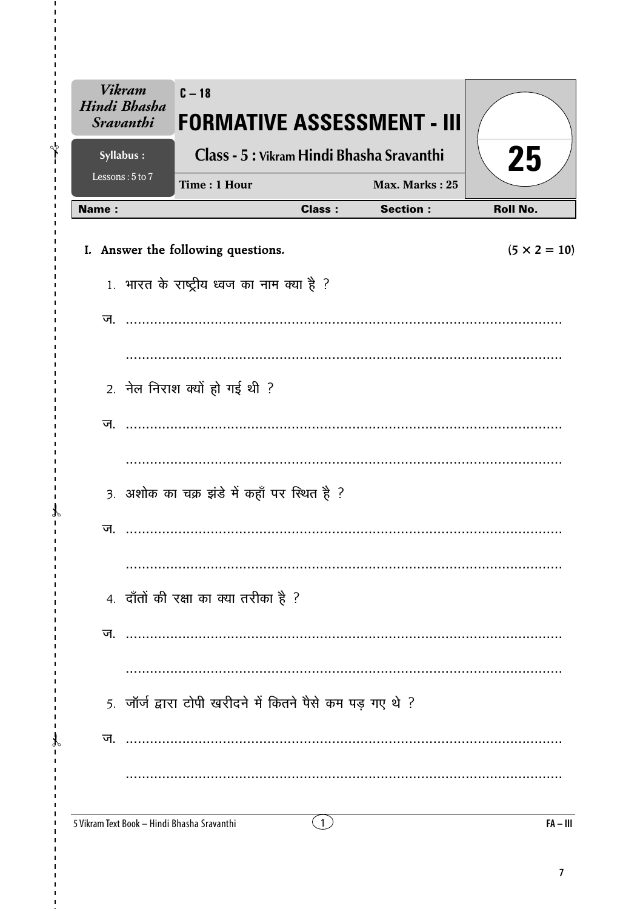| *Vikram Hindi Bhasha Sravanthi* | C – 18 **FORMATIVE ASSESSMENT - III** | |
|---|---|---|
| **Syllabus :** Lessons : 5 to 7 | **Class - 5 : Vikram Hindi Bhasha Sravanthi** | **25** |
| | **Time : 1 Hour** &nbsp;&nbsp;&nbsp; **Max. Marks : 25** | |

| **Name :** | **Class :** | **Section :** | **Roll No.** |
|---|---|---|---|

**I. Answer the following questions.** **(5 × 2 = 10)**

1. भारत के राष्ट्रीय ध्वज का नाम क्या है ?

ज. ..........................................................................................................

..........................................................................................................

2. नेल निराश क्यों हो गई थी ?

ज. ..........................................................................................................

..........................................................................................................

3. अशोक का चक्र झंडे में कहाँ पर स्थित है ?

ज. ..........................................................................................................

..........................................................................................................

4. दाँतों की रक्षा का क्या तरीका है ?

ज. ..........................................................................................................

..........................................................................................................

5. जॉर्ज द्वारा टोपी खरीदने में कितने पैसे कम पड़ गए थे ?

ज. ..........................................................................................................

..........................................................................................................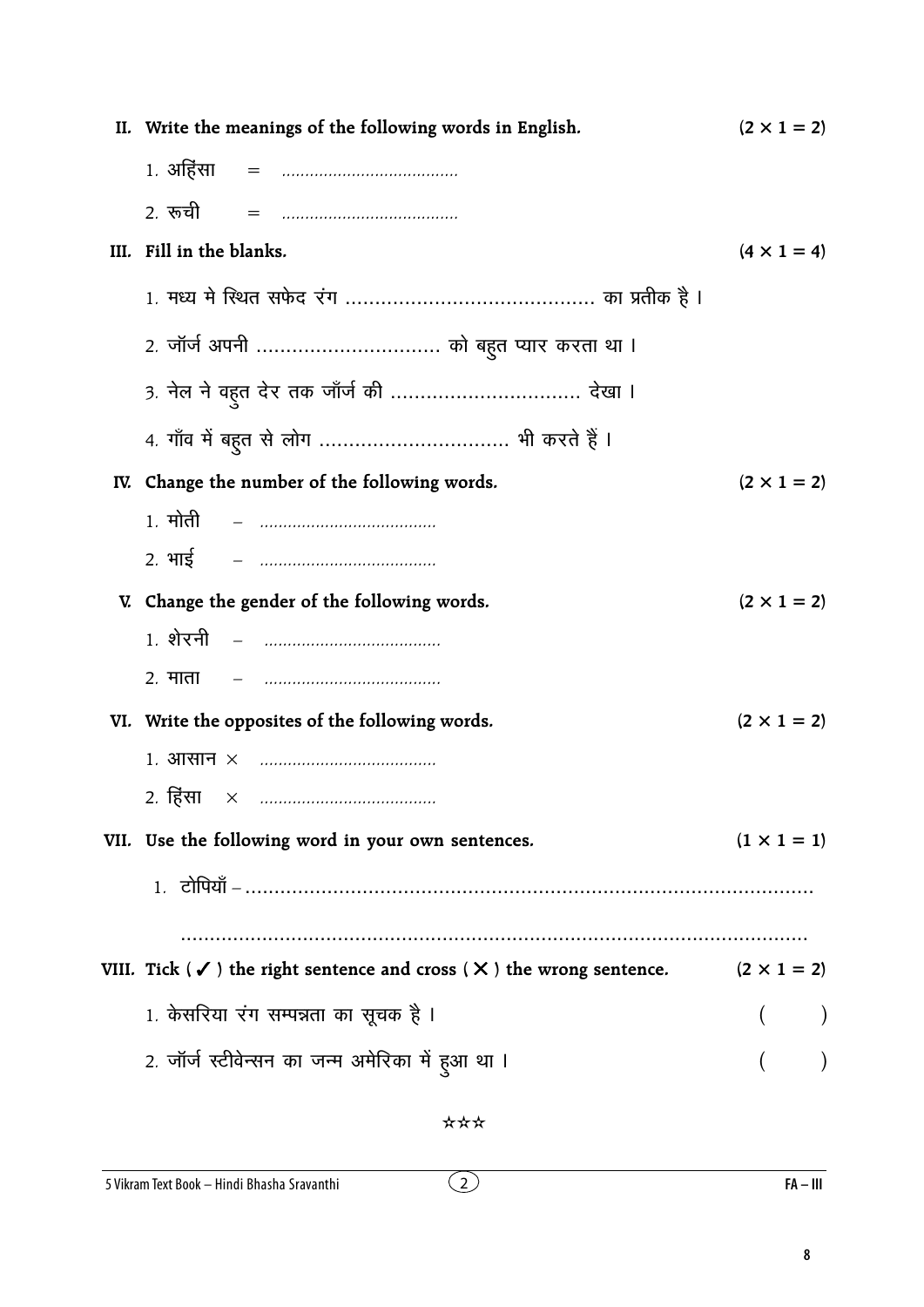**II. Write the meanings of the following words in English.** **(2 × 1 = 2)**

1. अहिंसा = ......................................

2. रूची = ......................................

**III. Fill in the blanks.** **(4 × 1 = 4)**

1. मध्य मे स्थित सफेद रंग .......................................... का प्रतीक है ।

2. जॉर्ज अपनी ............................... को बहुत प्यार करता था ।

3. नेल ने वहुत देर तक जॉर्ज की ................................ देखा ।

4. गाँव में बहुत से लोग ................................ भी करते हैं ।

**IV. Change the number of the following words.** **(2 × 1 = 2)**

1. मोती – ......................................

2. भाई – ......................................

**V. Change the gender of the following words.** **(2 × 1 = 2)**

1. शेरनी – ......................................

2. माता – ......................................

**VI. Write the opposites of the following words.** **(2 × 1 = 2)**

1. आसान × ......................................

2. हिंसा × ......................................

**VII. Use the following word in your own sentences.** **(1 × 1 = 1)**

1. टोपियाँ – ..................................................................................................

..................................................................................................

**VIII. Tick ( ✓ ) the right sentence and cross ( ✕ ) the wrong sentence.** **(2 × 1 = 2)**

1. केसरिया रंग सम्पन्नता का सूचक है । ( )

2. जॉर्ज स्टीवेन्सन का जन्म अमेरिका में हुआ था । ( )

☆☆☆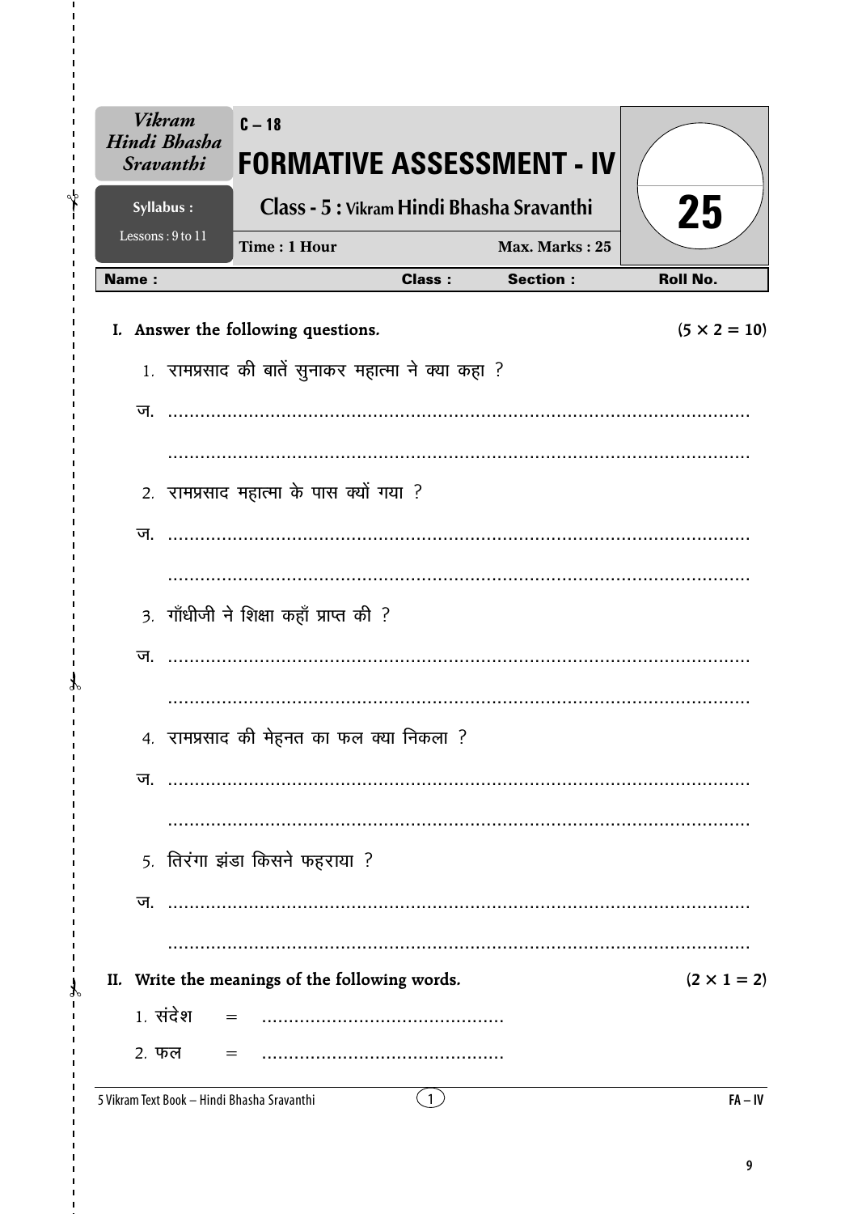| Vikram Hindi Bhasha Sravanthi | C – 18 **FORMATIVE ASSESSMENT - IV** | 25 |
|---|---|---|
| Syllabus : Lessons : 9 to 11 | Class - 5 : Vikram Hindi Bhasha Sravanthi | |
| | Time : 1 Hour &nbsp;&nbsp;&nbsp; Max. Marks : 25 | |

| Name : | Class : | Section : | Roll No. |
|---|---|---|---|

**I. Answer the following questions.** **(5 × 2 = 10)**

1. रामप्रसाद की बातें सुनाकर महात्मा ने क्या कहा ?

ज. ..........................................................................................................

..........................................................................................................

2. रामप्रसाद महात्मा के पास क्यों गया ?

ज. ..........................................................................................................

..........................................................................................................

3. गाँधीजी ने शिक्षा कहाँ प्राप्त की ?

ज. ..........................................................................................................

..........................................................................................................

4. रामप्रसाद की मेहनत का फल क्या निकला ?

ज. ..........................................................................................................

..........................................................................................................

5. तिरंगा झंडा किसने फहराया ?

ज. ..........................................................................................................

..........................................................................................................

**II. Write the meanings of the following words.** **(2 × 1 = 2)**

1. संदेश = ............................................

2. फल = ............................................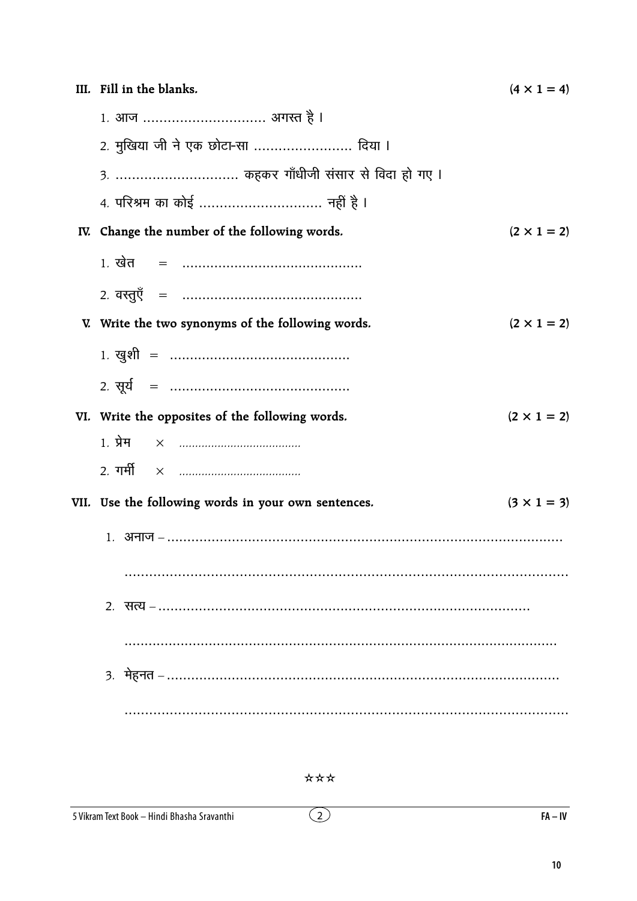**III. Fill in the blanks.** (4 × 1 = 4)

1. आज .............................. अगस्त है ।
2. मुखिया जी ने एक छोटा-सा ........................ दिया ।
3. .............................. कहकर गाँधीजी संसार से विदा हो गए ।
4. परिश्रम का कोई .............................. नहीं है ।

**IV. Change the number of the following words.** (2 × 1 = 2)

1. खेत = ............................................
2. वस्तुएँ = ............................................

**V. Write the two synonyms of the following words.** (2 × 1 = 2)

1. खुशी = ............................................
2. सूर्य = ............................................

**VI. Write the opposites of the following words.** (2 × 1 = 2)

1. प्रेम × ......................................
2. गर्मी × ......................................

**VII. Use the following words in your own sentences.** (3 × 1 = 3)

1. अनाज – ..........................................................................................

   ..........................................................................................

2. सत्य – ..........................................................................................

   ..........................................................................................

3. मेहनत – ..........................................................................................

   ..........................................................................................

☆☆☆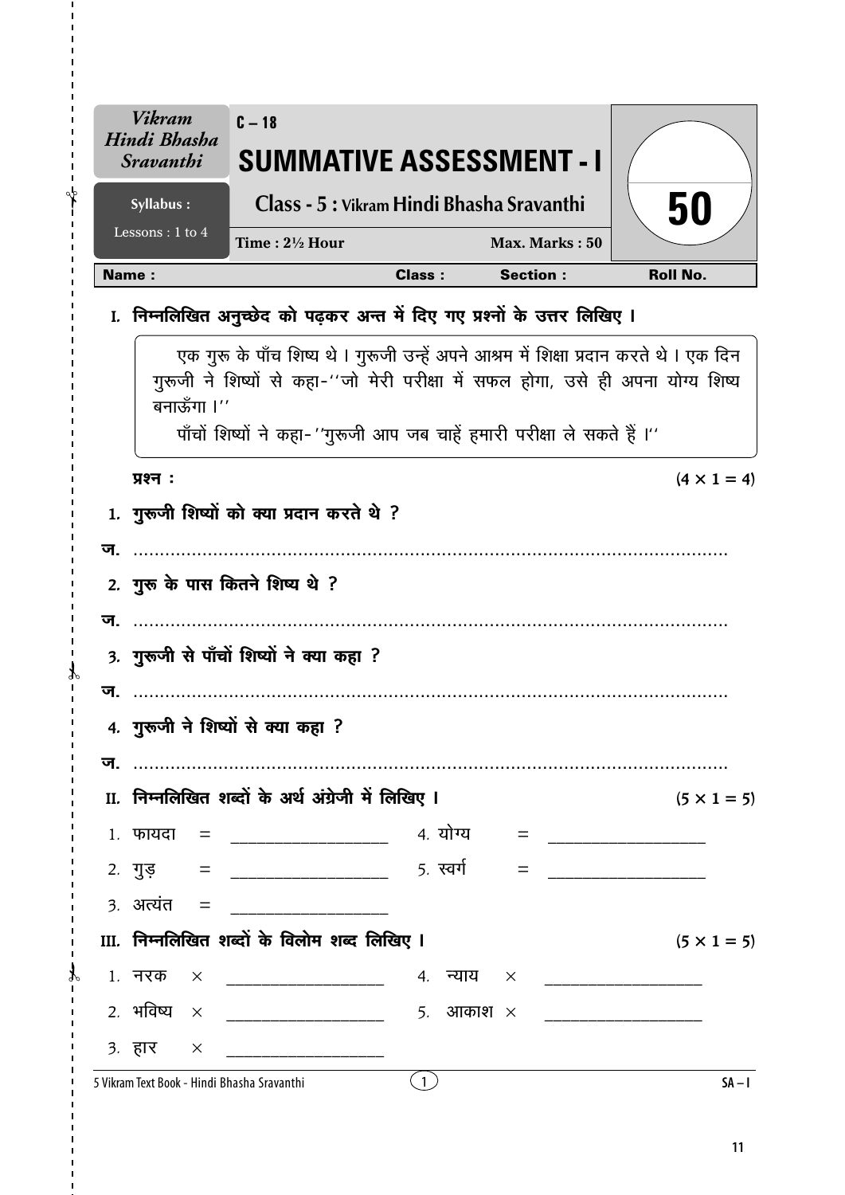| Vikram Hindi Bhasha Sravanthi | C – 18 | |
|---|---|---|
| Syllabus : Lessons : 1 to 4 | **SUMMATIVE ASSESSMENT - I** Class - 5 : Vikram Hindi Bhasha Sravanthi | **50** |
| | Time : 2½ Hour / Max. Marks : 50 | |

**Name :** &nbsp;&nbsp;&nbsp;&nbsp; **Class :** &nbsp;&nbsp;&nbsp;&nbsp; **Section :** &nbsp;&nbsp;&nbsp;&nbsp; **Roll No.**

## I. निम्नलिखित अनुच्छेद को पढ़कर अन्त में दिए गए प्रश्नों के उत्तर लिखिए ।

> एक गुरु के पाँच शिष्य थे । गुरूजी उन्हें अपने आश्रम में शिक्षा प्रदान करते थे । एक दिन गुरूजी ने शिष्यों से कहा-''जो मेरी परीक्षा में सफल होगा, उसे ही अपना योग्य शिष्य बनाऊँगा ।''
>
> पाँचों शिष्यों ने कहा-''गुरूजी आप जब चाहें हमारी परीक्षा ले सकते हैं ।''

**प्रश्न :** $(4 \times 1 = 4)$

1. गुरूजी शिष्यों को क्या प्रदान करते थे ?

ज. ..........................................................................................................

2. गुरु के पास कितने शिष्य थे ?

ज. ..........................................................................................................

3. गुरूजी से पाँचों शिष्यों ने क्या कहा ?

ज. ..........................................................................................................

4. गुरूजी ने शिष्यों से क्या कहा ?

ज. ..........................................................................................................

## II. निम्नलिखित शब्दों के अर्थ अंग्रेजी में लिखिए । $(5 \times 1 = 5)$

1. फायदा = ________________ &nbsp;&nbsp;&nbsp; 4. योग्य = ________________
2. गुड़ = ________________ &nbsp;&nbsp;&nbsp; 5. स्वर्ग = ________________
3. अत्यंत = ________________

## III. निम्नलिखित शब्दों के विलोम शब्द लिखिए । $(5 \times 1 = 5)$

1. नरक × ________________ &nbsp;&nbsp;&nbsp; 4. न्याय × ________________
2. भविष्य × ________________ &nbsp;&nbsp;&nbsp; 5. आकाश × ________________
3. हार × ________________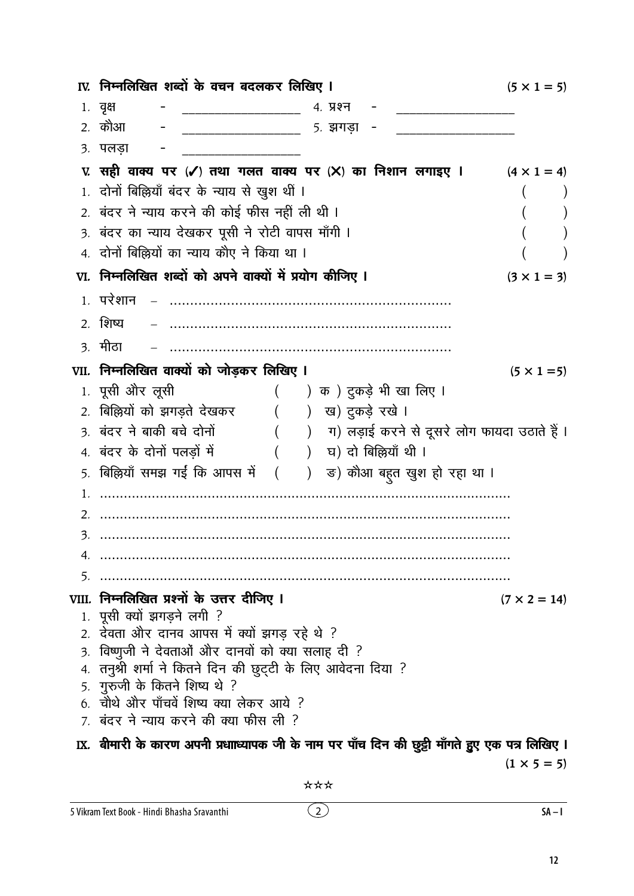**IV. निम्नलिखित शब्दों के वचन बदलकर लिखिए ।** $(5 \times 1 = 5)$

1. वृक्ष - ____________________ 4. प्रश्न - ____________________
2. कौआ - ____________________ 5. झगड़ा - ____________________
3. पलड़ा - ____________________

**V. सही वाक्य पर (✓) तथा गलत वाक्य पर (✗) का निशान लगाइए ।** $(4 \times 1 = 4)$

1. दोनों बिल्लियाँ बंदर के न्याय से खुश थीं । ( )
2. बंदर ने न्याय करने की कोई फीस नहीं ली थी । ( )
3. बंदर का न्याय देखकर पूसी ने रोटी वापस माँगी । ( )
4. दोनों बिल्लियों का न्याय कौए ने किया था । ( )

**VI. निम्नलिखित शब्दों को अपने वाक्यों में प्रयोग कीजिए ।** $(3 \times 1 = 3)$

1. परेशान – ..............................................................
2. शिष्य – ..............................................................
3. मीठा – ..............................................................

**VII. निम्नलिखित वाक्यों को जोड़कर लिखिए ।** $(5 \times 1 = 5)$

1. पूसी और लूसी ( ) क ) टुकड़े भी खा लिए ।
2. बिल्लियों को झगड़ते देखकर ( ) ख) टुकड़े रखे ।
3. बंदर ने बाकी बचे दोनों ( ) ग) लड़ाई करने से दूसरे लोग फायदा उठाते हैं ।
4. बंदर के दोनों पलड़ों में ( ) घ) दो बिल्लियाँ थी ।
5. बिल्लियाँ समझ गईं कि आपस में ( ) ङ) कौआ बहुत खुश हो रहा था ।

1. ..............................................................................................
2. ..............................................................................................
3. ..............................................................................................
4. ..............................................................................................
5. ..............................................................................................

**VIII. निम्नलिखित प्रश्नों के उत्तर दीजिए ।** $(7 \times 2 = 14)$

1. पूसी क्यों झगड़ने लगी ?
2. देवता और दानव आपस में क्यों झगड़ रहे थे ?
3. विष्णुजी ने देवताओं और दानवों को क्या सलाह दी ?
4. तनुश्री शर्मा ने कितने दिन की छुट्टी के लिए आवेदना दिया ?
5. गुरुजी के कितने शिष्य थे ?
6. चौथे और पाँचवें शिष्य क्या लेकर आये ?
7. बंदर ने न्याय करने की क्या फीस ली ?

**IX. बीमारी के कारण अपनी प्रधाध्यापक जी के नाम पर पाँच दिन की छुट्टी माँगते हुए एक पत्र लिखिए ।** $(1 \times 5 = 5)$

☆☆☆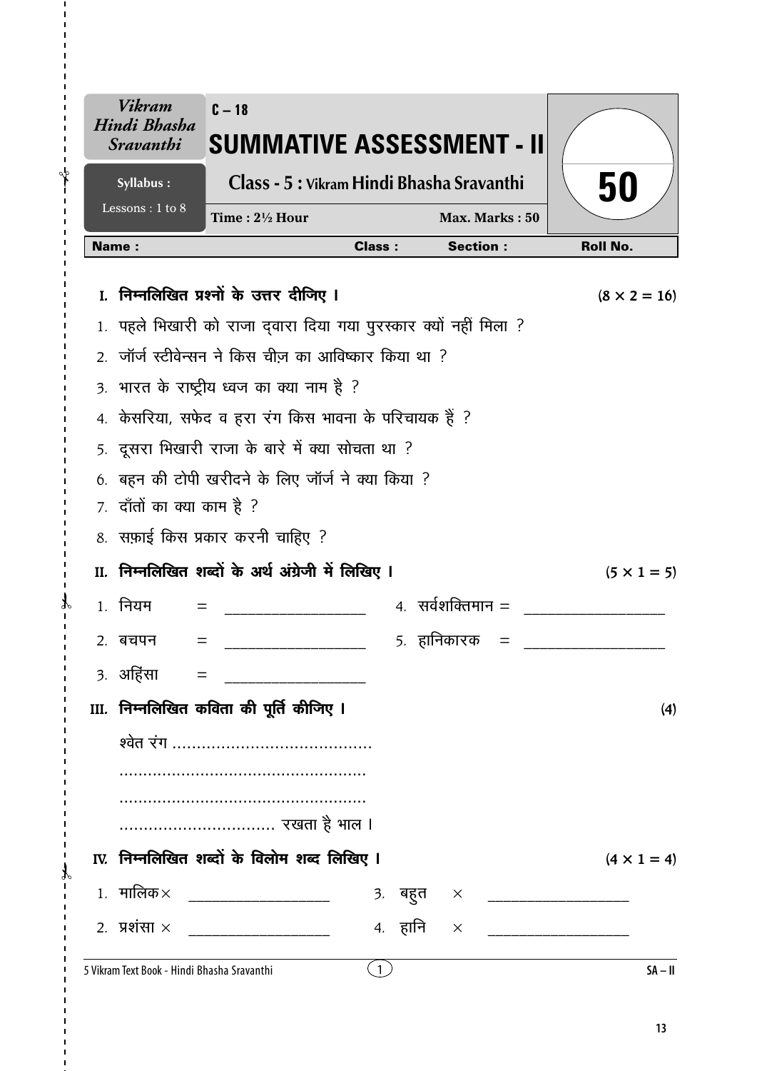| Vikram Hindi Bhasha Sravanthi | C – 18 **SUMMATIVE ASSESSMENT - II** | |
|---|---|---|
| Syllabus : Lessons : 1 to 8 | Class - 5 : Vikram Hindi Bhasha Sravanthi | **50** |
| | Time : 2½ Hour — Max. Marks : 50 | |

| Name : | Class : | Section : | Roll No. |
|---|---|---|---|

**I. निम्नलिखित प्रश्नों के उत्तर दीजिए ।** $(8 \times 2 = 16)$

1. पहले भिखारी को राजा द्वारा दिया गया पुरस्कार क्यों नहीं मिला ?
2. जॉर्ज स्टीवेन्सन ने किस चीज़ का आविष्कार किया था ?
3. भारत के राष्ट्रीय ध्वज का क्या नाम है ?
4. केसरिया, सफेद व हरा रंग किस भावना के परिचायक हैं ?
5. दूसरा भिखारी राजा के बारे में क्या सोचता था ?
6. बहन की टोपी खरीदने के लिए जॉर्ज ने क्या किया ?
7. दाँतों का क्या काम है ?
8. सफ़ाई किस प्रकार करनी चाहिए ?

**II. निम्नलिखित शब्दों के अर्थ अंग्रेजी में लिखिए ।** $(5 \times 1 = 5)$

1. नियम = ____________________
2. बचपन = ____________________
3. अहिंसा = ____________________
4. सर्वशक्तिमान = ____________________
5. हानिकारक = ____________________

**III. निम्नलिखित कविता की पूर्ति कीजिए ।** (4)

श्वेत रंग ..........................................

....................................................

....................................................

................................ रखता है भाल ।

**IV. निम्नलिखित शब्दों के विलोम शब्द लिखिए ।** $(4 \times 1 = 4)$

1. मालिक × ____________________
2. प्रशंसा × ____________________
3. बहुत × ____________________
4. हानि × ____________________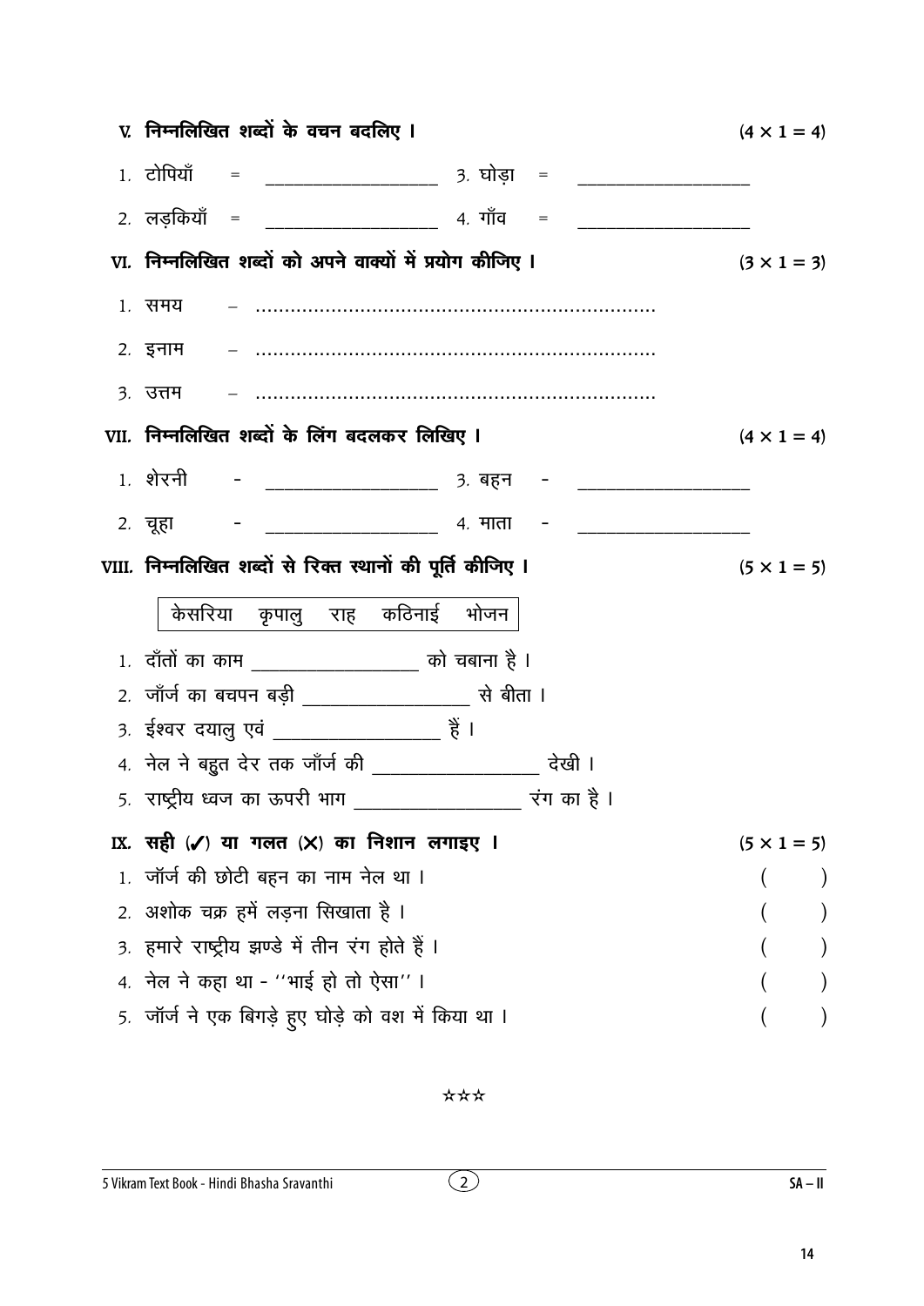**V. निम्नलिखित शब्दों के वचन बदलिए ।** (4 × 1 = 4)

1. टोपियाँ = ____________ 3. घोड़ा = ____________
2. लड़कियाँ = ____________ 4. गाँव = ____________

**VI. निम्नलिखित शब्दों को अपने वाक्यों में प्रयोग कीजिए ।** (3 × 1 = 3)

1. समय – ..............................................................
2. इनाम – ..............................................................
3. उत्तम – ..............................................................

**VII. निम्नलिखित शब्दों के लिंग बदलकर लिखिए ।** (4 × 1 = 4)

1. शेरनी - ____________ 3. बहन - ____________
2. चूहा - ____________ 4. माता - ____________

**VIII. निम्नलिखित शब्दों से रिक्त स्थानों की पूर्ति कीजिए ।** (5 × 1 = 5)

| केसरिया कृपालु राह कठिनाई भोजन |
|---|

1. दाँतों का काम ____________ को चबाना है ।
2. जॉर्ज का बचपन बड़ी ____________ से बीता ।
3. ईश्वर दयालु एवं ____________ हैं ।
4. नेल ने बहुत देर तक जॉर्ज की ____________ देखी ।
5. राष्ट्रीय ध्वज का ऊपरी भाग ____________ रंग का है ।

**IX. सही (✓) या गलत (✗) का निशान लगाइए ।** (5 × 1 = 5)

1. जॉर्ज की छोटी बहन का नाम नेल था । ( )
2. अशोक चक्र हमें लड़ना सिखाता है । ( )
3. हमारे राष्ट्रीय झण्डे में तीन रंग होते हैं । ( )
4. नेल ने कहा था - ''भाई हो तो ऐसा'' । ( )
5. जॉर्ज ने एक बिगड़े हुए घोड़े को वश में किया था । ( )

☆☆☆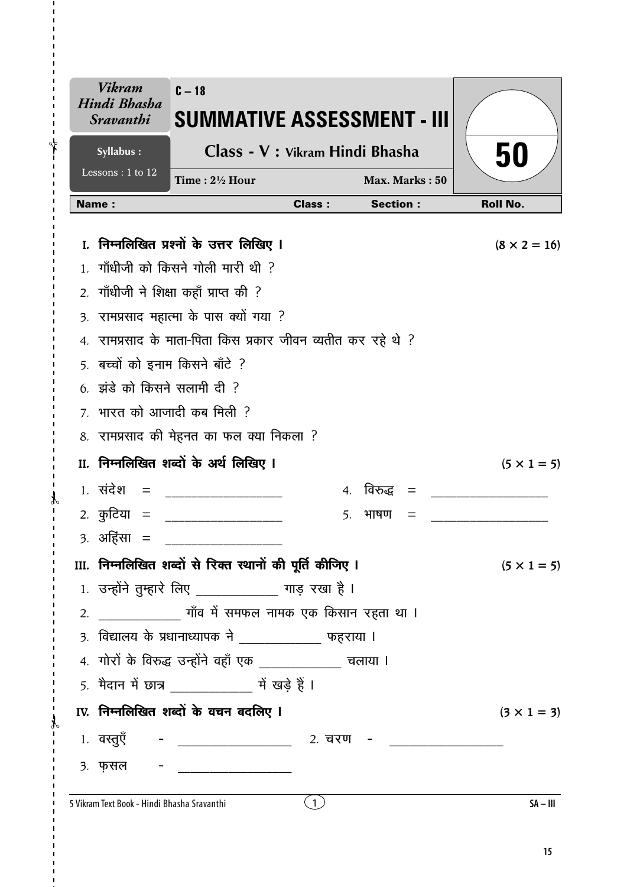| Vikram Hindi Bhasha Sravanthi | C – 18 | |
|---|---|---|
| **Syllabus :** Lessons : 1 to 12 | **SUMMATIVE ASSESSMENT - III** **Class - V : Vikram Hindi Bhasha** | **50** |
| | Time : 2½ Hour — Max. Marks : 50 | |

**Name :** **Class :** **Section :** **Roll No.**

## I. निम्नलिखित प्रश्नों के उत्तर लिखिए । (8 × 2 = 16)

1. गाँधीजी को किसने गोली मारी थी ?
2. गाँधीजी ने शिक्षा कहाँ प्राप्त की ?
3. रामप्रसाद महात्मा के पास क्यों गया ?
4. रामप्रसाद के माता-पिता किस प्रकार जीवन व्यतीत कर रहे थे ?
5. बच्चों को इनाम किसने बाँटे ?
6. झंडे को किसने सलामी दी ?
7. भारत को आजादी कब मिली ?
8. रामप्रसाद की मेहनत का फल क्या निकला ?

## II. निम्नलिखित शब्दों के अर्थ लिखिए । (5 × 1 = 5)

1. संदेश = ____________
2. कुटिया = ____________
3. अहिंसा = ____________
4. विरुद्ध = ____________
5. भाषण = ____________

## III. निम्नलिखित शब्दों से रिक्त स्थानों की पूर्ति कीजिए । (5 × 1 = 5)

1. उन्होंने तुम्हारे लिए ____________ गाड़ रखा है ।
2. ____________ गाँव में समफल नामक एक किसान रहता था ।
3. विद्यालय के प्रधानाध्यापक ने ____________ फहराया ।
4. गोरों के विरुद्ध उन्होंने वहाँ एक ____________ चलाया ।
5. मैदान में छात्र ____________ में खड़े हैं ।

## IV. निम्नलिखित शब्दों के वचन बदलिए । (3 × 1 = 3)

1. वस्तुएँ - ____________
2. चरण - ____________
3. फ़सल - ____________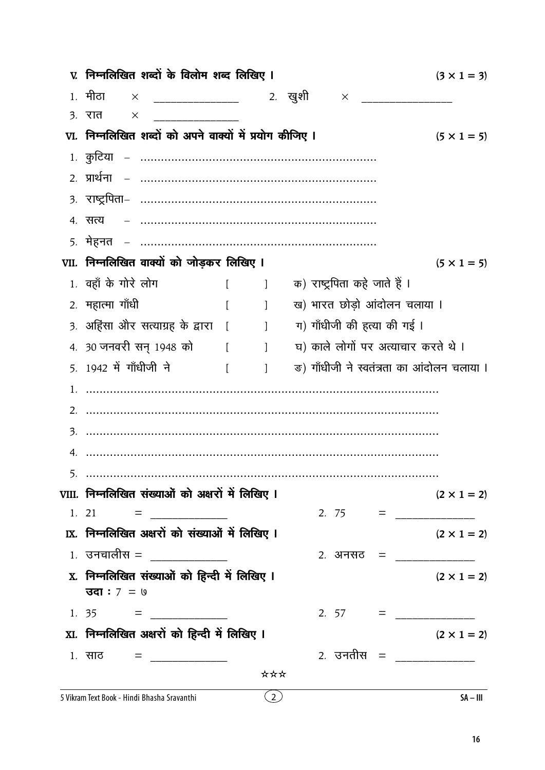**V. निम्नलिखित शब्दों के विलोम शब्द लिखिए ।** (3 × 1 = 3)

1. मीठा × ______________ 2. खुशी × ______________
3. रात × ______________

**VI. निम्नलिखित शब्दों को अपने वाक्यों में प्रयोग कीजिए ।** (5 × 1 = 5)

1. कुटिया – ..............................................................
2. प्रार्थना – ..............................................................
3. राष्ट्रपिता– ..............................................................
4. सत्य – ..............................................................
5. मेहनत – ..............................................................

**VII. निम्नलिखित वाक्यों को जोड़कर लिखिए ।** (5 × 1 = 5)

| | | |
|---|---|---|
| 1. वहाँ के गोरे लोग | [ ] | क) राष्ट्रपिता कहे जाते हैं । |
| 2. महात्मा गाँधी | [ ] | ख) भारत छोड़ो आंदोलन चलाया । |
| 3. अहिंसा और सत्याग्रह के द्वारा | [ ] | ग) गाँधीजी की हत्या की गई । |
| 4. 30 जनवरी सन् 1948 को | [ ] | घ) काले लोगों पर अत्याचार करते थे । |
| 5. 1942 में गाँधीजी ने | [ ] | ङ) गाँधीजी ने स्वतंत्रता का आंदोलन चलाया । |

1. ..........................................................................................
2. ..........................................................................................
3. ..........................................................................................
4. ..........................................................................................
5. ..........................................................................................

**VIII. निम्नलिखित संख्याओं को अक्षरों में लिखिए ।** (2 × 1 = 2)

1. 21 = ______________ 2. 75 = ______________

**IX. निम्नलिखित अक्षरों को संख्याओं में लिखिए ।** (2 × 1 = 2)

1. उनचालीस = ______________ 2. अनसठ = ______________

**X. निम्नलिखित संख्याओं को हिन्दी में लिखिए ।** (2 × 1 = 2)

**उदा :** 7 = ७

1. 35 = ______________ 2. 57 = ______________

**XI. निम्नलिखित अक्षरों को हिन्दी में लिखिए ।** (2 × 1 = 2)

1. साठ = ______________ 2. उनतीस = ______________

☆☆☆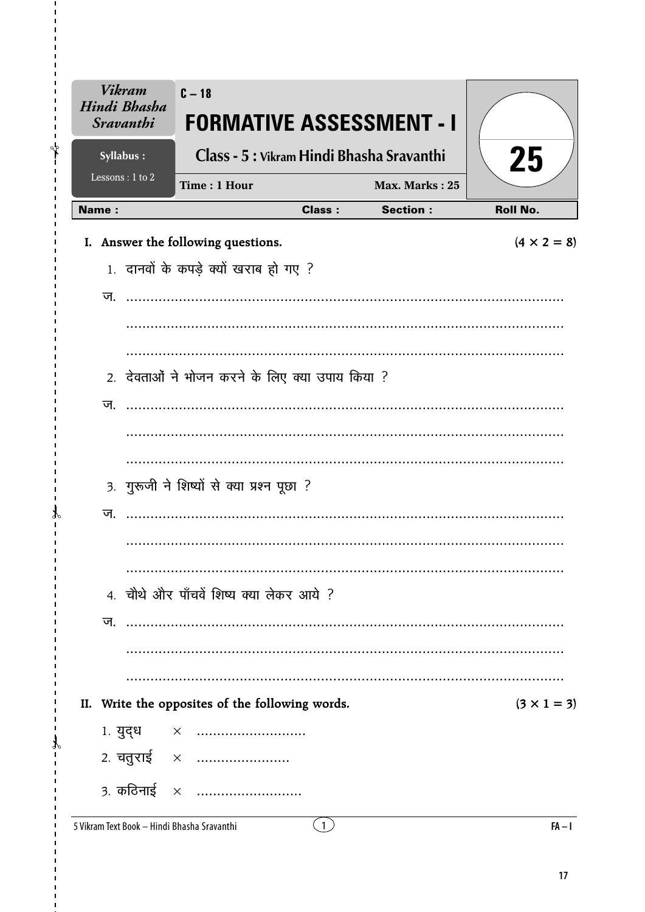| *Vikram Hindi Bhasha Sravanthi* | C – 18 | |
|---|---|---|
| | **FORMATIVE ASSESSMENT - I** | |
| **Syllabus :** Lessons : 1 to 2 | **Class - 5 : Vikram Hindi Bhasha Sravanthi** | **25** |
| | **Time : 1 Hour** **Max. Marks : 25** | |

| **Name :** | **Class :** | **Section :** | **Roll No.** |
|---|---|---|---|

**I. Answer the following questions.** **(4 × 2 = 8)**

1. दानवों के कपड़े क्यों खराब हो गए ?

ज. ..........................................................................................................

..........................................................................................................

..........................................................................................................

2. देवताओं ने भोजन करने के लिए क्या उपाय किया ?

ज. ..........................................................................................................

..........................................................................................................

..........................................................................................................

3. गुरूजी ने शिष्यों से क्या प्रश्न पूछा ?

ज. ..........................................................................................................

..........................................................................................................

..........................................................................................................

4. चौथे और पाँचवें शिष्य क्या लेकर आये ?

ज. ..........................................................................................................

..........................................................................................................

..........................................................................................................

**II. Write the opposites of the following words.** **(3 × 1 = 3)**

1. युद्ध × ..........................

2. चतुराई × ......................

3. कठिनाई × .........................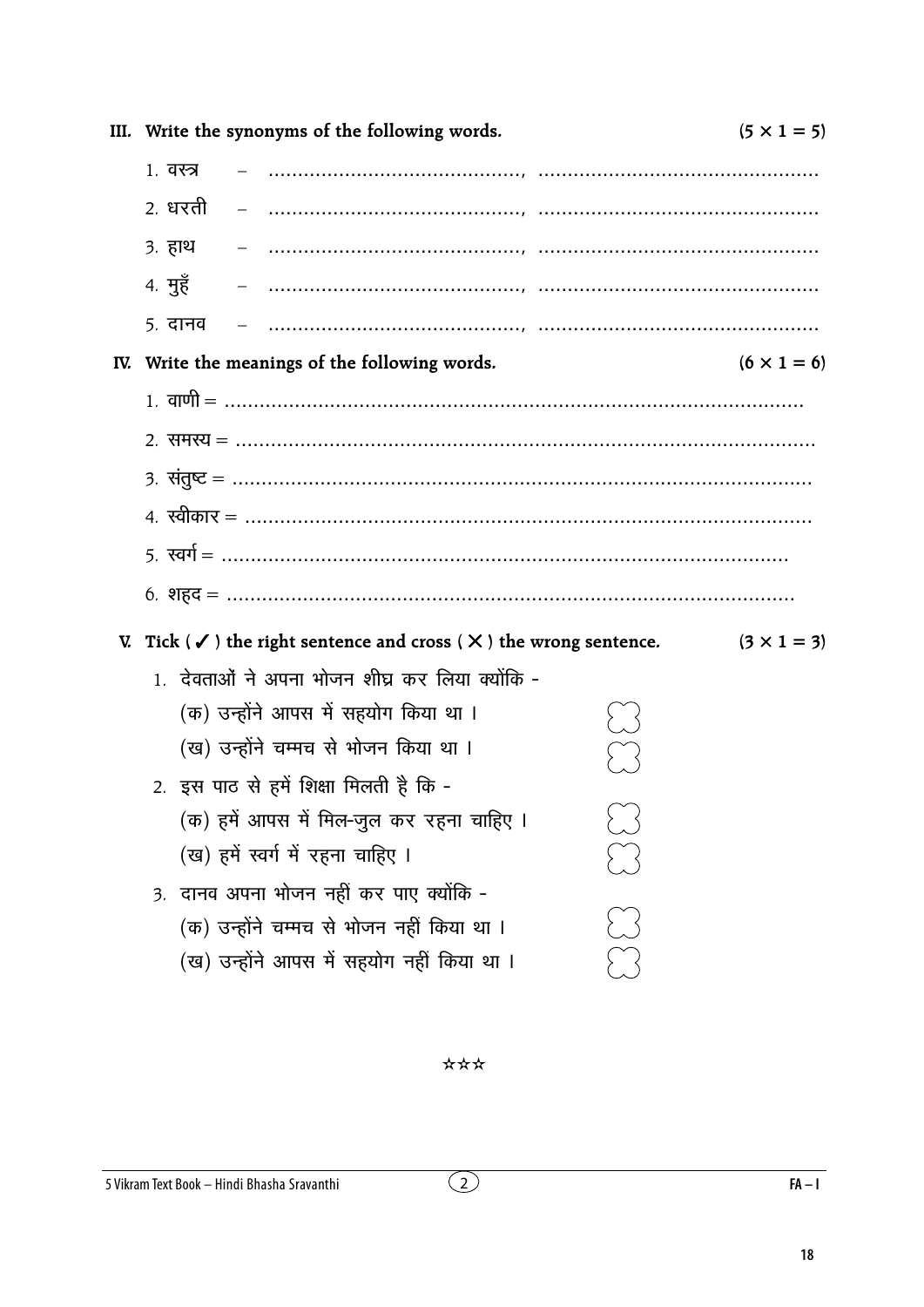## III. Write the synonyms of the following words. (5 × 1 = 5)

1. वस्त्र – ........................................, ..............................................
2. धरती – ........................................, ..............................................
3. हाथ – ........................................, ..............................................
4. मुहँ – ........................................, ..............................................
5. दानव – ........................................, ..............................................

## IV. Write the meanings of the following words. (6 × 1 = 6)

1. वाणी = ....................................................................................
2. समस्य = ....................................................................................
3. संतुष्ट = ....................................................................................
4. स्वीकार = ....................................................................................
5. स्वर्ग = ....................................................................................
6. शहद = ....................................................................................

## V. Tick ( ✓ ) the right sentence and cross ( ✗ ) the wrong sentence. (3 × 1 = 3)

1. देवताओं ने अपना भोजन शीघ्र कर लिया क्योंकि -
   - (क) उन्होंने आपस में सहयोग किया था ।
   - (ख) उन्होंने चम्मच से भोजन किया था ।
2. इस पाठ से हमें शिक्षा मिलती है कि -
   - (क) हमें आपस में मिल-जुल कर रहना चाहिए ।
   - (ख) हमें स्वर्ग में रहना चाहिए ।
3. दानव अपना भोजन नहीं कर पाए क्योंकि -
   - (क) उन्होंने चम्मच से भोजन नहीं किया था ।
   - (ख) उन्होंने आपस में सहयोग नहीं किया था ।

☆☆☆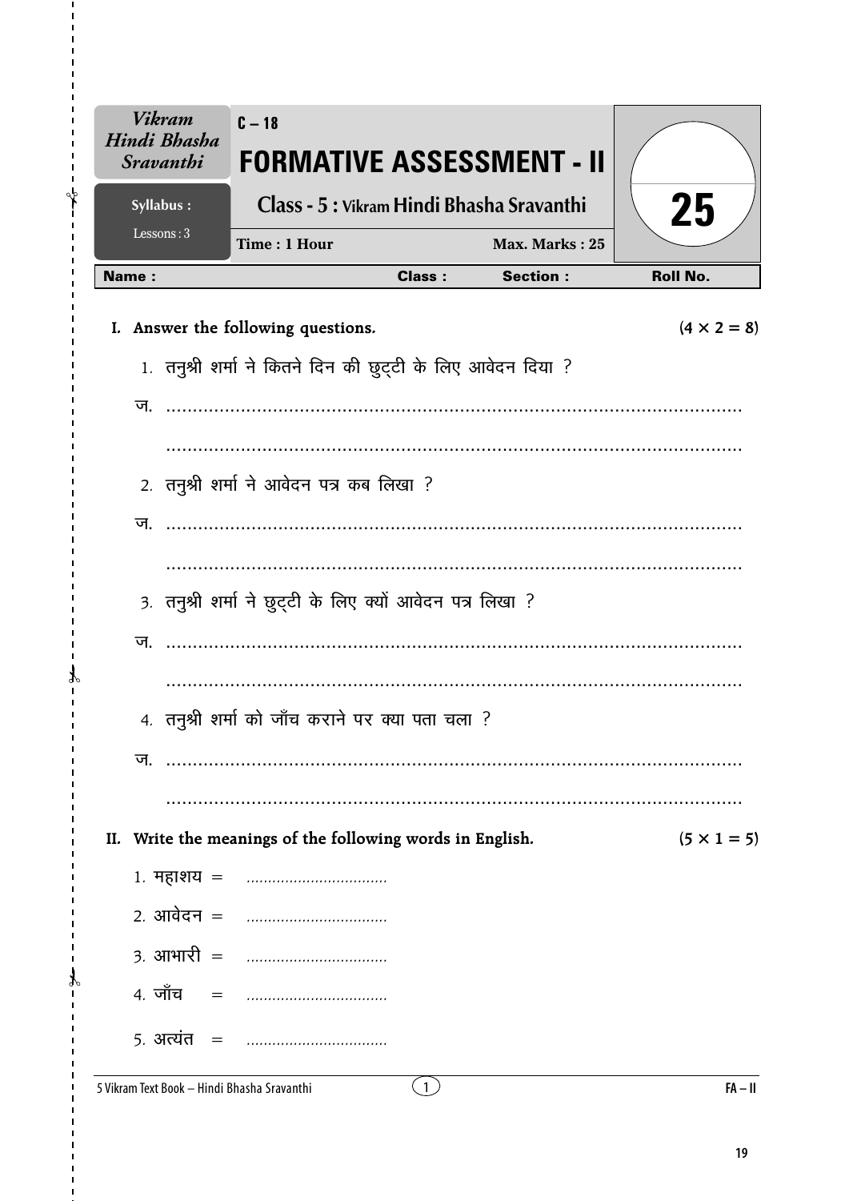| Vikram Hindi Bhasha Sravanthi | C – 18 | |
|---|---|---|
| | **FORMATIVE ASSESSMENT - II** | |
| Syllabus : | Class - 5 : Vikram Hindi Bhasha Sravanthi | 25 |
| Lessons : 3 | Time : 1 Hour — Max. Marks : 25 | |

| Name : | Class : | Section : | Roll No. |
|---|---|---|---|

**I. Answer the following questions.** (4 × 2 = 8)

1. तनुश्री शर्मा ने कितने दिन की छुट्टी के लिए आवेदन दिया ?

ज. ..........................................................................................

..........................................................................................

2. तनुश्री शर्मा ने आवेदन पत्र कब लिखा ?

ज. ..........................................................................................

..........................................................................................

3. तनुश्री शर्मा ने छुट्टी के लिए क्यों आवेदन पत्र लिखा ?

ज. ..........................................................................................

..........................................................................................

4. तनुश्री शर्मा को जाँच कराने पर क्या पता चला ?

ज. ..........................................................................................

..........................................................................................

**II. Write the meanings of the following words in English.** (5 × 1 = 5)

1. महाशय = ................................
2. आवेदन = ................................
3. आभारी = ................................
4. जाँच = ................................
5. अत्यंत = ................................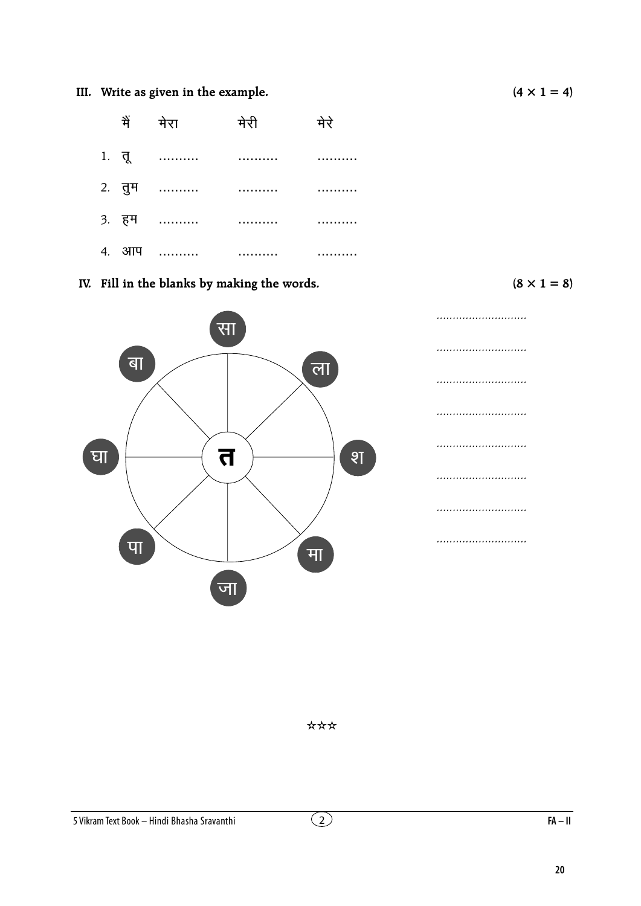**III. Write as given in the example.** **(4 × 1 = 4)**

| | | | |
|---|---|---|---|
| मैं | मेरा | मेरी | मेरे |
| 1. तू | .......... | .......... | .......... |
| 2. तुम | .......... | .......... | .......... |
| 3. हम | .......... | .......... | .......... |
| 4. आप | .......... | .......... | .......... |

**IV. Fill in the blanks by making the words.** **(8 × 1 = 8)**

त

सा, ला, श, मा, जा, पा, घा, बा

............................

............................

............................

............................

............................

............................

............................

............................

☆☆☆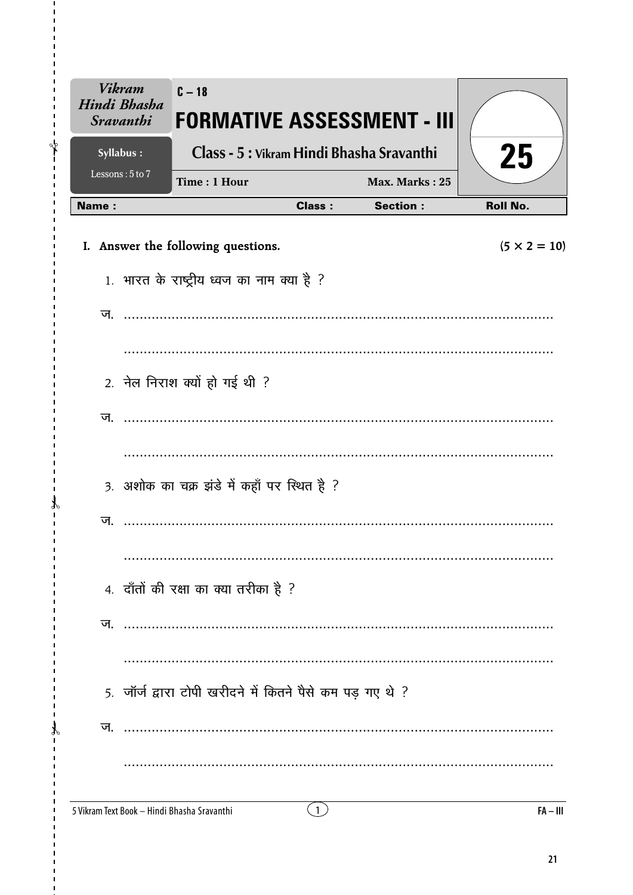| *Vikram Hindi Bhasha Sravanthi* | C – 18 **FORMATIVE ASSESSMENT - III** | 25 |
|---|---|---|
| **Syllabus :** Lessons : 5 to 7 | **Class - 5 : Vikram Hindi Bhasha Sravanthi** Time : 1 Hour — Max. Marks : 25 | |

| **Name :** | **Class :** | **Section :** | **Roll No.** |
|---|---|---|---|

**I. Answer the following questions.** **(5 × 2 = 10)**

1. भारत के राष्ट्रीय ध्वज का नाम क्या है ?

ज. ..............................................................................................

..............................................................................................

2. नेल निराश क्यों हो गई थी ?

ज. ..............................................................................................

..............................................................................................

3. अशोक का चक्र झंडे में कहाँ पर स्थित है ?

ज. ..............................................................................................

..............................................................................................

4. दाँतों की रक्षा का क्या तरीका है ?

ज. ..............................................................................................

..............................................................................................

5. जॉर्ज द्वारा टोपी खरीदने में कितने पैसे कम पड़ गए थे ?

ज. ..............................................................................................

..............................................................................................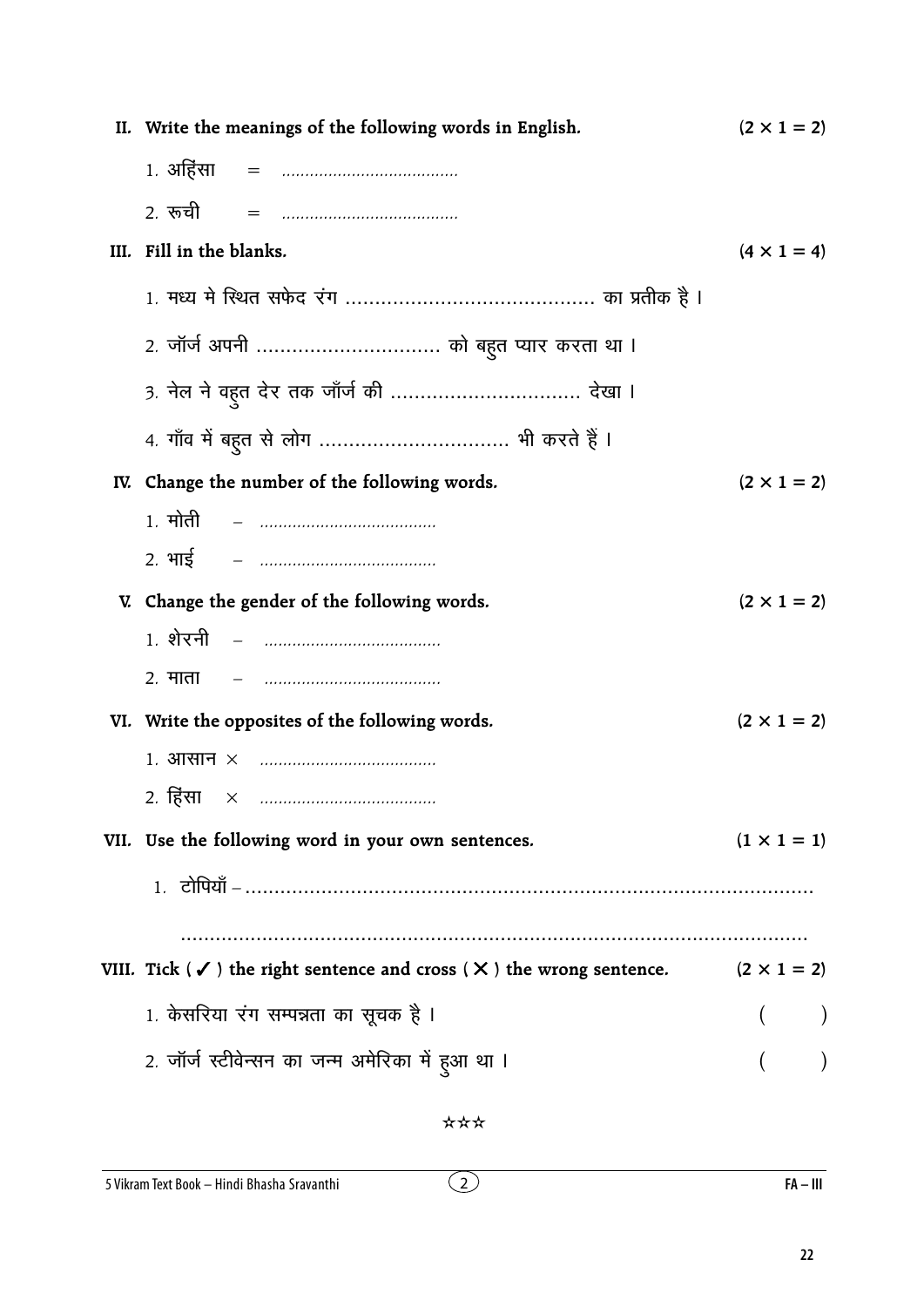**II. Write the meanings of the following words in English.** **(2 × 1 = 2)**

1. अहिंसा = ......................................

2. रूची = ......................................

**III. Fill in the blanks.** **(4 × 1 = 4)**

1. मध्य मे स्थित सफेद रंग .......................................... का प्रतीक है।

2. जॉर्ज अपनी ............................... को बहुत प्यार करता था।

3. नेल ने वहुत देर तक जॉर्ज की ................................ देखा।

4. गाँव में बहुत से लोग ................................ भी करते हैं।

**IV. Change the number of the following words.** **(2 × 1 = 2)**

1. मोती – ......................................

2. भाई – ......................................

**V. Change the gender of the following words.** **(2 × 1 = 2)**

1. शेरनी – ......................................

2. माता – ......................................

**VI. Write the opposites of the following words.** **(2 × 1 = 2)**

1. आसान × ......................................

2. हिंसा × ......................................

**VII. Use the following word in your own sentences.** **(1 × 1 = 1)**

1. टोपियाँ – ..................................................................................................

..................................................................................................

**VIII. Tick ( ✓ ) the right sentence and cross ( ✕ ) the wrong sentence.** **(2 × 1 = 2)**

1. केसरिया रंग सम्पन्नता का सूचक है। ( )

2. जॉर्ज स्टीवेन्सन का जन्म अमेरिका में हुआ था। ( )

☆☆☆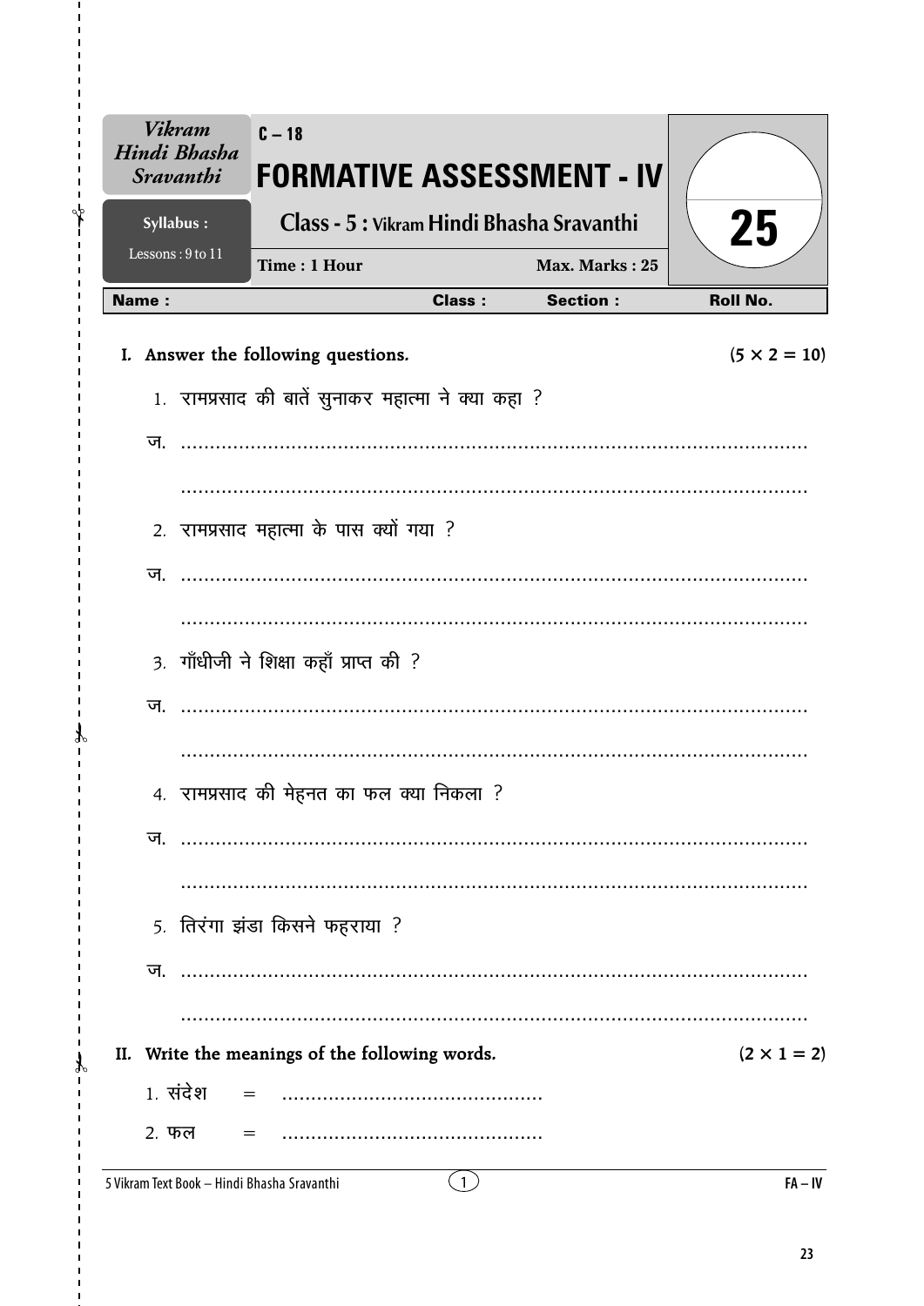| Vikram Hindi Bhasha Sravanthi | C – 18 | |
| --- | --- | --- |
| | **FORMATIVE ASSESSMENT - IV** | 25 |
| Syllabus : Lessons : 9 to 11 | Class - 5 : Vikram Hindi Bhasha Sravanthi | |
| | Time : 1 Hour &nbsp;&nbsp;&nbsp; Max. Marks : 25 | |

| Name : | Class : | Section : | Roll No. |
| --- | --- | --- | --- |

**I. Answer the following questions.** **(5 × 2 = 10)**

1. रामप्रसाद की बातें सुनाकर महात्मा ने क्या कहा ?

ज. ..............................................................................................

..............................................................................................

2. रामप्रसाद महात्मा के पास क्यों गया ?

ज. ..............................................................................................

..............................................................................................

3. गाँधीजी ने शिक्षा कहाँ प्राप्त की ?

ज. ..............................................................................................

..............................................................................................

4. रामप्रसाद की मेहनत का फल क्या निकला ?

ज. ..............................................................................................

..............................................................................................

5. तिरंगा झंडा किसने फहराया ?

ज. ..............................................................................................

..............................................................................................

**II. Write the meanings of the following words.** **(2 × 1 = 2)**

1. संदेश = ............................................

2. फल = ............................................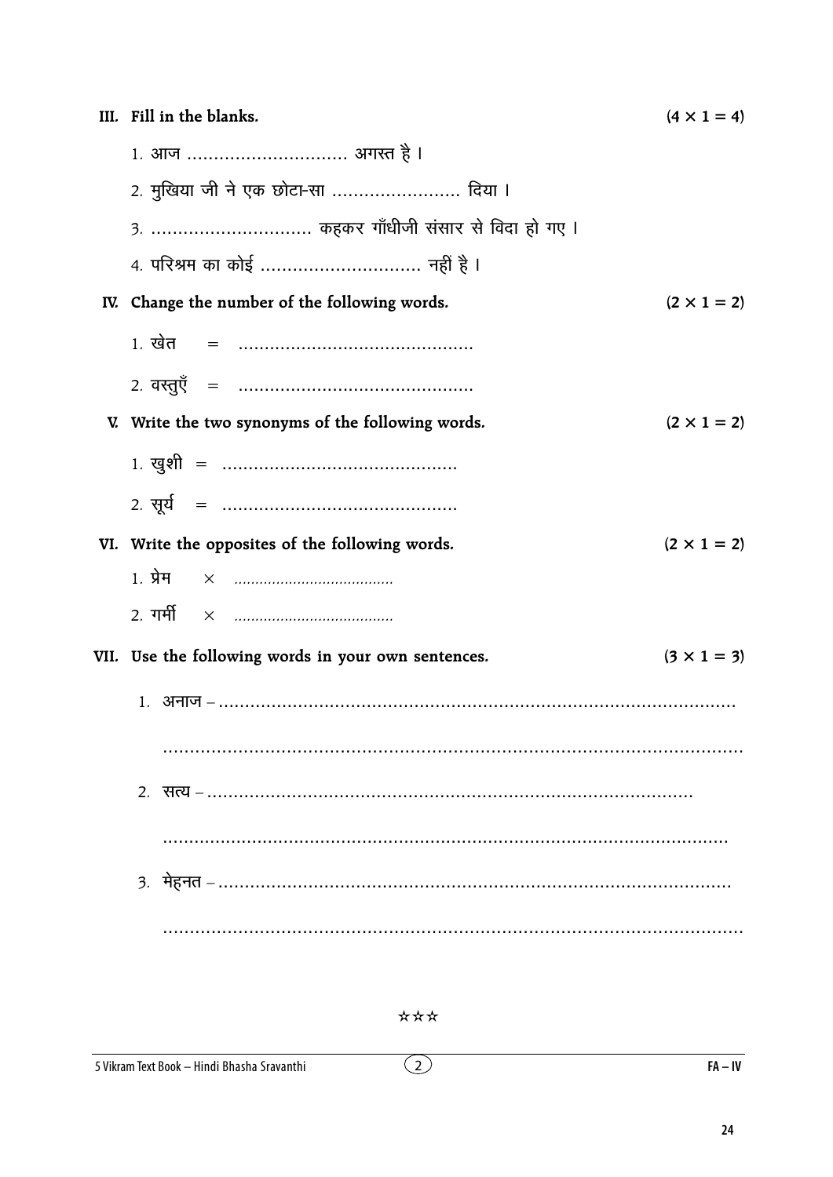**III. Fill in the blanks.** $(4 \times 1 = 4)$

1. आज .............................. अगस्त है।
2. मुखिया जी ने एक छोटा-सा ........................ दिया।
3. .............................. कहकर गाँधीजी संसार से विदा हो गए।
4. परिश्रम का कोई .............................. नहीं है।

**IV. Change the number of the following words.** $(2 \times 1 = 2)$

1. खेत = ............................................
2. वस्तुएँ = ............................................

**V. Write the two synonyms of the following words.** $(2 \times 1 = 2)$

1. खुशी = ............................................
2. सूर्य = ............................................

**VI. Write the opposites of the following words.** $(2 \times 1 = 2)$

1. प्रेम × ......................................
2. गर्मी × ......................................

**VII. Use the following words in your own sentences.** $(3 \times 1 = 3)$

1. अनाज – ..................................................................................................

   ..................................................................................................

2. सत्य – ..................................................................................................

   ..................................................................................................

3. मेहनत – ..................................................................................................

   ..................................................................................................

☆☆☆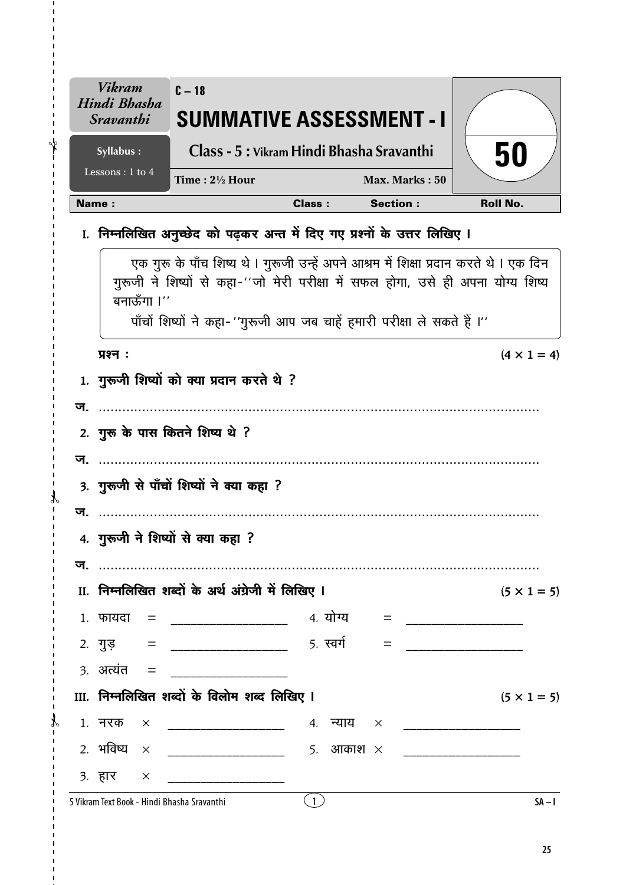| Vikram Hindi Bhasha Sravanthi | C – 18 | |
|---|---|---|
| | **SUMMATIVE ASSESSMENT - I** | **50** |
| **Syllabus :** Lessons : 1 to 4 | **Class - 5 : Vikram Hindi Bhasha Sravanthi** | |
| | **Time : 2½ Hour** &nbsp;&nbsp;&nbsp;&nbsp; **Max. Marks : 50** | |

**Name :** &nbsp;&nbsp;&nbsp;&nbsp;&nbsp;&nbsp;&nbsp;&nbsp; **Class :** &nbsp;&nbsp;&nbsp;&nbsp; **Section :** &nbsp;&nbsp;&nbsp;&nbsp; **Roll No.**

## I. निम्नलिखित अनुच्छेद को पढ़कर अन्त में दिए गए प्रश्नों के उत्तर लिखिए ।

एक गुरु के पाँच शिष्य थे । गुरूजी उन्हें अपने आश्रम में शिक्षा प्रदान करते थे । एक दिन गुरूजी ने शिष्यों से कहा-''जो मेरी परीक्षा में सफल होगा, उसे ही अपना योग्य शिष्य बनाऊँगा ।''

पाँचों शिष्यों ने कहा-''गुरूजी आप जब चाहें हमारी परीक्षा ले सकते हैं ।''

**प्रश्न :** $(4 \times 1 = 4)$

1. गुरूजी शिष्यों को क्या प्रदान करते थे ?

ज. ..............................................................................................

2. गुरु के पास कितने शिष्य थे ?

ज. ..............................................................................................

3. गुरूजी से पाँचों शिष्यों ने क्या कहा ?

ज. ..............................................................................................

4. गुरूजी ने शिष्यों से क्या कहा ?

ज. ..............................................................................................

## II. निम्नलिखित शब्दों के अर्थ अंग्रेजी में लिखिए । $(5 \times 1 = 5)$

1. फायदा = ____________________ &nbsp;&nbsp;&nbsp; 4. योग्य = ____________________
2. गुड़ = ____________________ &nbsp;&nbsp;&nbsp; 5. स्वर्ग = ____________________
3. अत्यंत = ____________________

## III. निम्नलिखित शब्दों के विलोम शब्द लिखिए । $(5 \times 1 = 5)$

1. नरक × ____________________ &nbsp;&nbsp;&nbsp; 4. न्याय × ____________________
2. भविष्य × ____________________ &nbsp;&nbsp;&nbsp; 5. आकाश × ____________________
3. हार × ____________________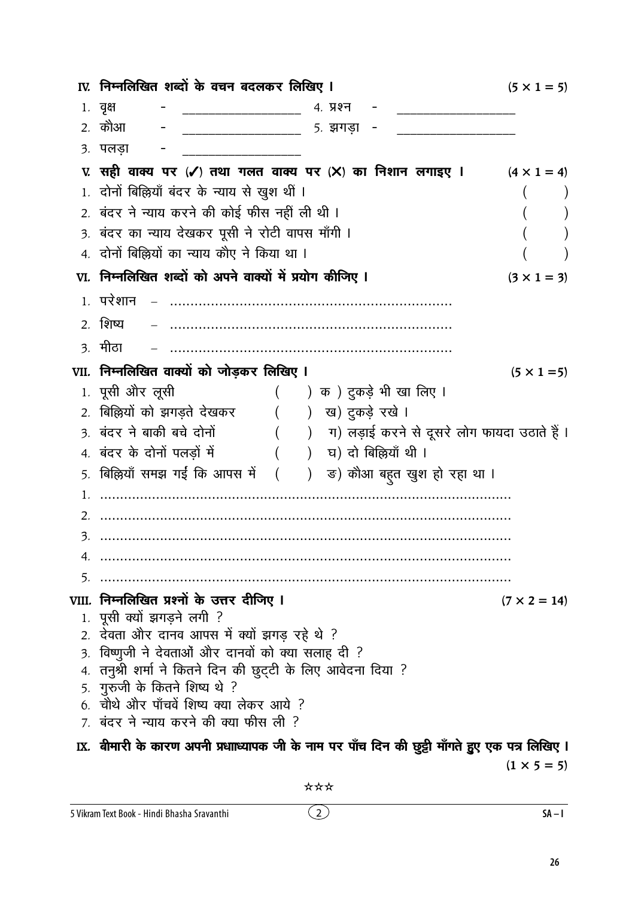**IV. निम्नलिखित शब्दों के वचन बदलकर लिखिए ।** (5 × 1 = 5)

1. वृक्ष - ____________________ 4. प्रश्न - ____________________
2. कौआ - ____________________ 5. झगड़ा - ____________________
3. पलड़ा - ____________________

**V. सही वाक्य पर (✓) तथा गलत वाक्य पर (✗) का निशान लगाइए ।** (4 × 1 = 4)

1. दोनों बिल्लियाँ बंदर के न्याय से खुश थीं । ( )
2. बंदर ने न्याय करने की कोई फीस नहीं ली थी । ( )
3. बंदर का न्याय देखकर पूसी ने रोटी वापस माँगी । ( )
4. दोनों बिल्लियों का न्याय कौए ने किया था । ( )

**VI. निम्नलिखित शब्दों को अपने वाक्यों में प्रयोग कीजिए ।** (3 × 1 = 3)

1. परेशान – ..............................................................
2. शिष्य – ..............................................................
3. मीठा – ..............................................................

**VII. निम्नलिखित वाक्यों को जोड़कर लिखिए ।** (5 × 1 =5)

1. पूसी और लूसी ( ) क ) टुकड़े भी खा लिए ।
2. बिल्लियों को झगड़ते देखकर ( ) ख) टुकड़े रखे ।
3. बंदर ने बाकी बचे दोनों ( ) ग) लड़ाई करने से दूसरे लोग फायदा उठाते हैं ।
4. बंदर के दोनों पलड़ों में ( ) घ) दो बिल्लियाँ थी ।
5. बिल्लियाँ समझ गईं कि आपस में ( ) ङ) कौआ बहुत खुश हो रहा था ।

1. ..............................................................................................
2. ..............................................................................................
3. ..............................................................................................
4. ..............................................................................................
5. ..............................................................................................

**VIII. निम्नलिखित प्रश्नों के उत्तर दीजिए ।** (7 × 2 = 14)

1. पूसी क्यों झगड़ने लगी ?
2. देवता और दानव आपस में क्यों झगड़ रहे थे ?
3. विष्णुजी ने देवताओं और दानवों को क्या सलाह दी ?
4. तनुश्री शर्मा ने कितने दिन की छुट्टी के लिए आवेदना दिया ?
5. गुरुजी के कितने शिष्य थे ?
6. चौथे और पाँचवें शिष्य क्या लेकर आये ?
7. बंदर ने न्याय करने की क्या फीस ली ?

**IX. बीमारी के कारण अपनी प्रधाध्यापक जी के नाम पर पाँच दिन की छुट्टी माँगते हुए एक पत्र लिखिए ।** (1 × 5 = 5)

☆☆☆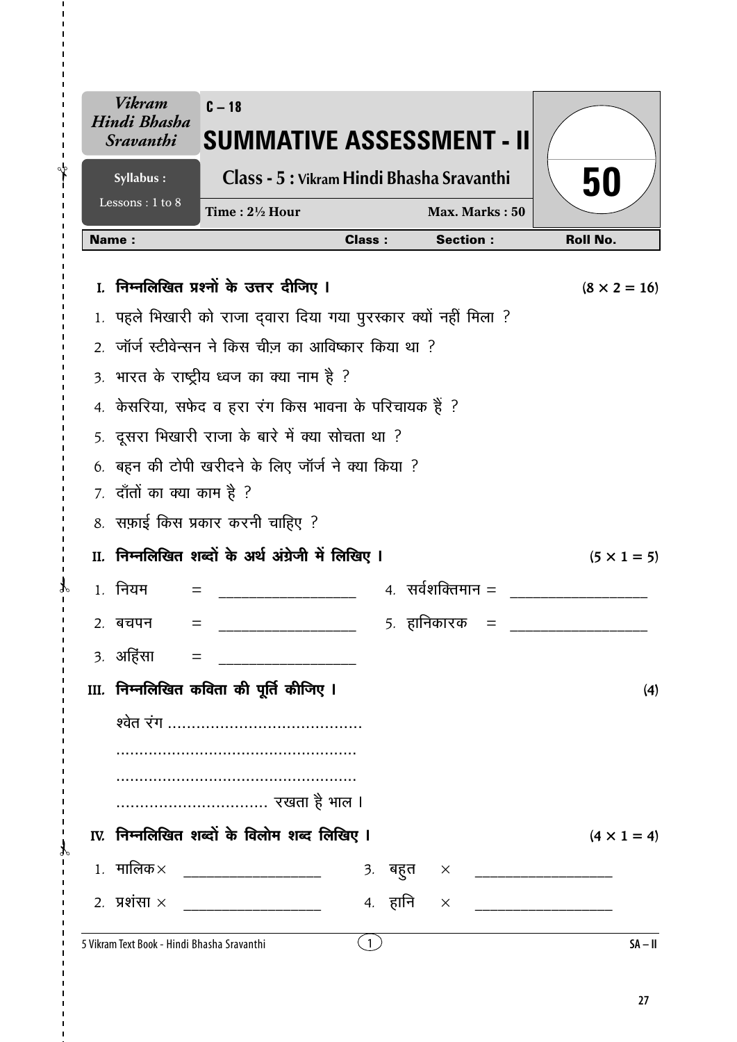**Vikram Hindi Bhasha Sravanthi**

**C – 18**

# SUMMATIVE ASSESSMENT - II

**Syllabus :** Lessons : 1 to 8

**Class - 5 : Vikram Hindi Bhasha Sravanthi**

**Time : 2½ Hour** **Max. Marks : 50**

**50**

| Name : | Class : | Section : | Roll No. |
|---|---|---|---|

**I. निम्नलिखित प्रश्नों के उत्तर दीजिए ।** **(8 × 2 = 16)**

1. पहले भिखारी को राजा द्वारा दिया गया पुरस्कार क्यों नहीं मिला ?
2. जॉर्ज स्टीवेन्सन ने किस चीज़ का आविष्कार किया था ?
3. भारत के राष्ट्रीय ध्वज का क्या नाम है ?
4. केसरिया, सफेद व हरा रंग किस भावना के परिचायक हैं ?
5. दूसरा भिखारी राजा के बारे में क्या सोचता था ?
6. बहन की टोपी खरीदने के लिए जॉर्ज ने क्या किया ?
7. दाँतों का क्या काम है ?
8. सफ़ाई किस प्रकार करनी चाहिए ?

**II. निम्नलिखित शब्दों के अर्थ अंग्रेजी में लिखिए ।** **(5 × 1 = 5)**

1. नियम = ________________
2. बचपन = ________________
3. अहिंसा = ________________
4. सर्वशक्तिमान = ________________
5. हानिकारक = ________________

**III. निम्नलिखित कविता की पूर्ति कीजिए ।** **(4)**

श्वेत रंग ........................................

..................................................

..................................................

................................ रखता है भाल ।

**IV. निम्नलिखित शब्दों के विलोम शब्द लिखिए ।** **(4 × 1 = 4)**

1. मालिक × ________________
2. प्रशंसा × ________________
3. बहुत × ________________
4. हानि × ________________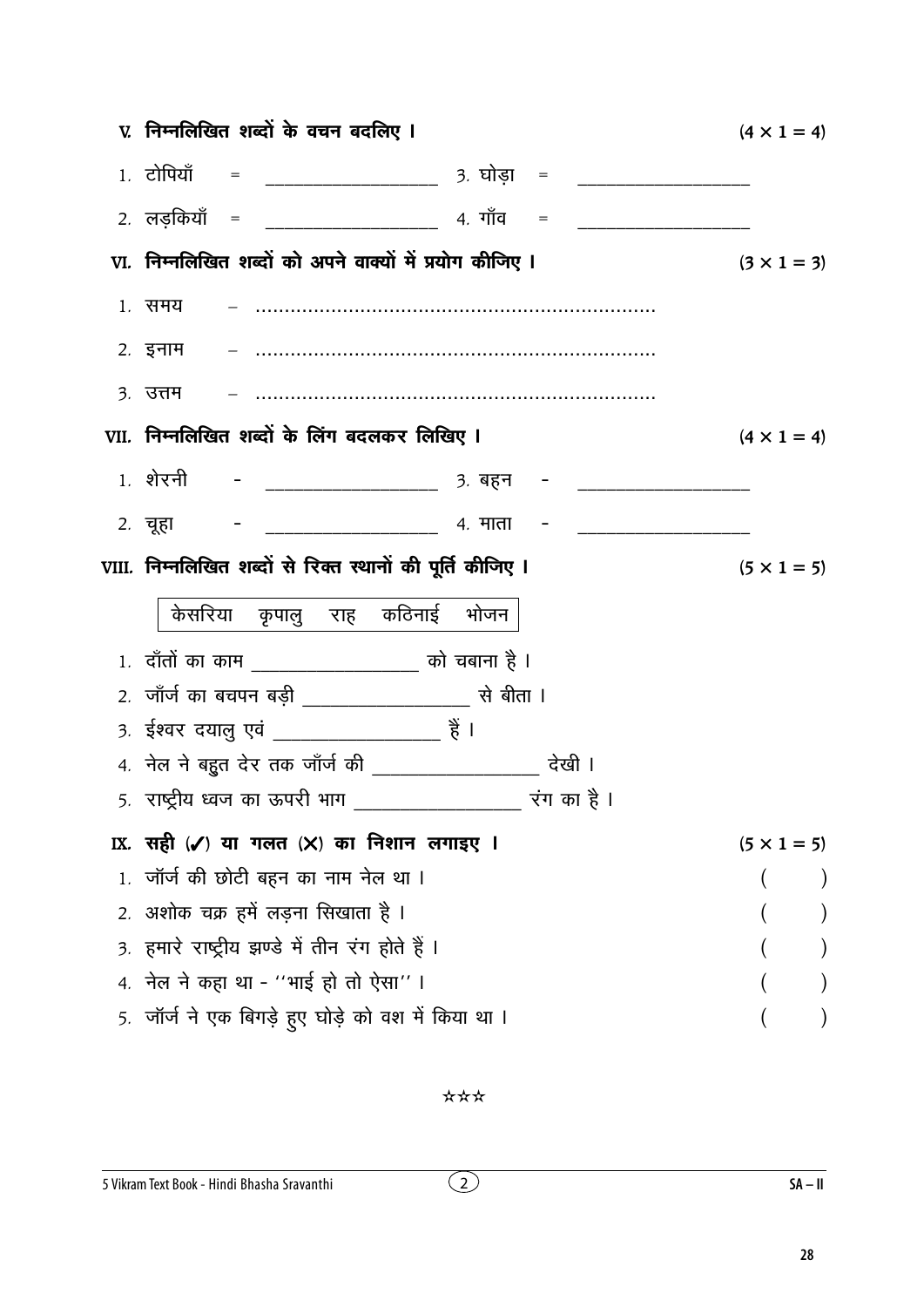**V. निम्नलिखित शब्दों के वचन बदलिए ।** (4 × 1 = 4)

1. टोपियाँ = ____________ 3. घोड़ा = ____________
2. लड़कियाँ = ____________ 4. गाँव = ____________

**VI. निम्नलिखित शब्दों को अपने वाक्यों में प्रयोग कीजिए ।** (3 × 1 = 3)

1. समय – ..............................................................
2. इनाम – ..............................................................
3. उत्तम – ..............................................................

**VII. निम्नलिखित शब्दों के लिंग बदलकर लिखिए ।** (4 × 1 = 4)

1. शेरनी - ____________ 3. बहन - ____________
2. चूहा - ____________ 4. माता - ____________

**VIII. निम्नलिखित शब्दों से रिक्त स्थानों की पूर्ति कीजिए ।** (5 × 1 = 5)

| केसरिया | कृपालु | राह | कठिनाई | भोजन |
|---|---|---|---|---|

1. दाँतों का काम ____________ को चबाना है ।
2. जाँर्ज का बचपन बड़ी ____________ से बीता ।
3. ईश्वर दयालु एवं ____________ हैं ।
4. नेल ने बहुत देर तक जाँर्ज की ____________ देखी ।
5. राष्ट्रीय ध्वज का ऊपरी भाग ____________ रंग का है ।

**IX. सही (✓) या गलत (✗) का निशान लगाइए ।** (5 × 1 = 5)

1. जॉर्ज की छोटी बहन का नाम नेल था । ( )
2. अशोक चक्र हमें लड़ना सिखाता है । ( )
3. हमारे राष्ट्रीय झण्डे में तीन रंग होते हैं । ( )
4. नेल ने कहा था - ''भाई हो तो ऐसा'' । ( )
5. जॉर्ज ने एक बिगड़े हुए घोड़े को वश में किया था । ( )

☆☆☆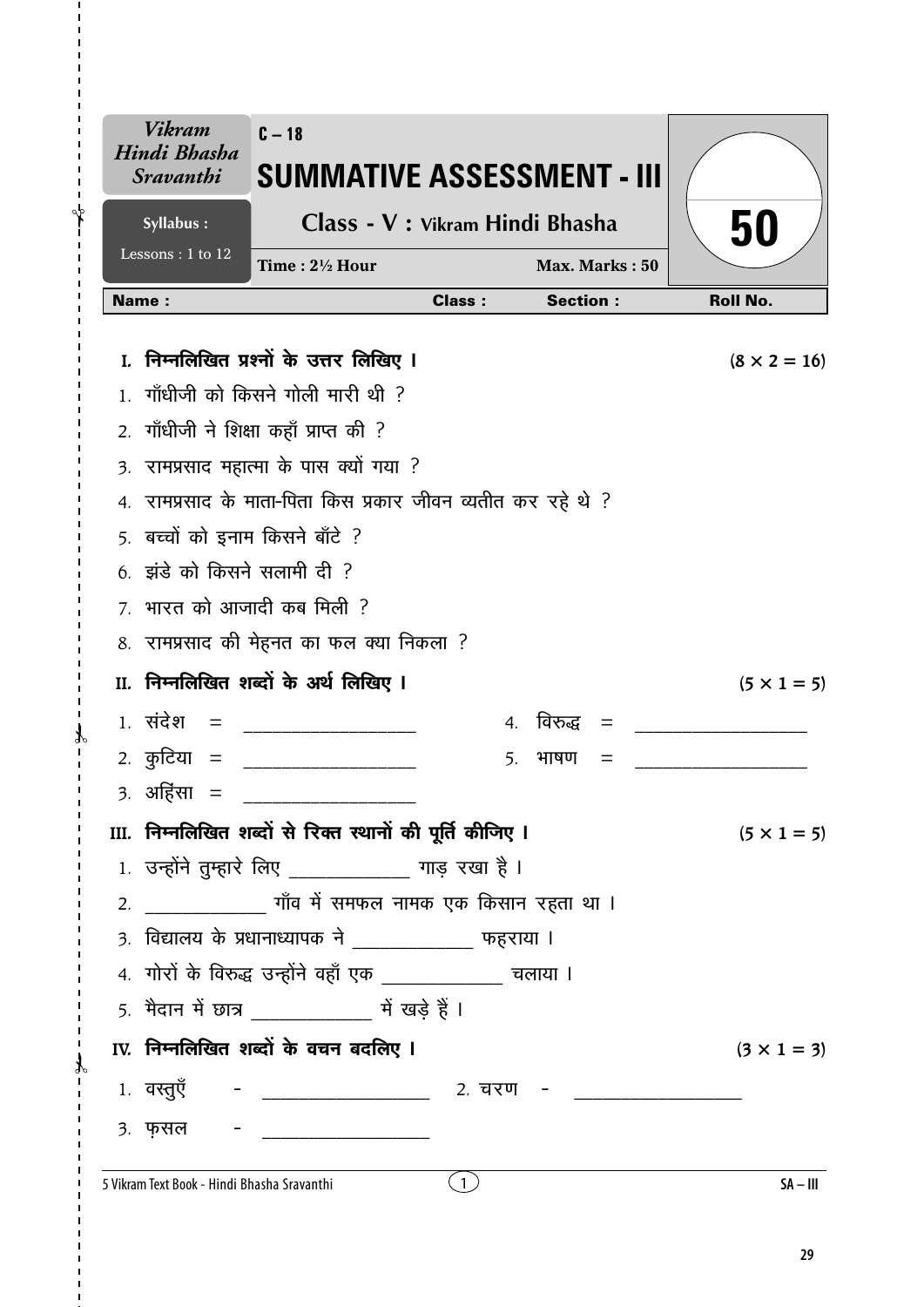| Vikram Hindi Bhasha Sravanthi | C – 18 SUMMATIVE ASSESSMENT - III | 50 |
|---|---|---|
| Syllabus : Lessons : 1 to 12 | Class - V : Vikram Hindi Bhasha | |
| | Time : 2½ Hour &nbsp;&nbsp;&nbsp; Max. Marks : 50 | |

**Name :** &nbsp;&nbsp;&nbsp; **Class :** &nbsp;&nbsp;&nbsp; **Section :** &nbsp;&nbsp;&nbsp; **Roll No.**

**I. निम्नलिखित प्रश्नों के उत्तर लिखिए ।** **(8 × 2 = 16)**

1. गाँधीजी को किसने गोली मारी थी ?
2. गाँधीजी ने शिक्षा कहाँ प्राप्त की ?
3. रामप्रसाद महात्मा के पास क्यों गया ?
4. रामप्रसाद के माता-पिता किस प्रकार जीवन व्यतीत कर रहे थे ?
5. बच्चों को इनाम किसने बाँटे ?
6. झंडे को किसने सलामी दी ?
7. भारत को आजादी कब मिली ?
8. रामप्रसाद की मेहनत का फल क्या निकला ?

**II. निम्नलिखित शब्दों के अर्थ लिखिए ।** **(5 × 1 = 5)**

1. संदेश = ____________________
2. कुटिया = ____________________
3. अहिंसा = ____________________
4. विरुद्ध = ____________________
5. भाषण = ____________________

**III. निम्नलिखित शब्दों से रिक्त स्थानों की पूर्ति कीजिए ।** **(5 × 1 = 5)**

1. उन्होंने तुम्हारे लिए ______________ गाड़ रखा है ।
2. ______________ गाँव में समफल नामक एक किसान रहता था ।
3. विद्यालय के प्रधानाध्यापक ने ______________ फहराया ।
4. गोरों के विरुद्ध उन्होंने वहाँ एक ______________ चलाया ।
5. मैदान में छात्र ______________ में खड़े हैं ।

**IV. निम्नलिखित शब्दों के वचन बदलिए ।** **(3 × 1 = 3)**

1. वस्तुएँ - ____________________
2. चरण - ____________________
3. फ़सल - ____________________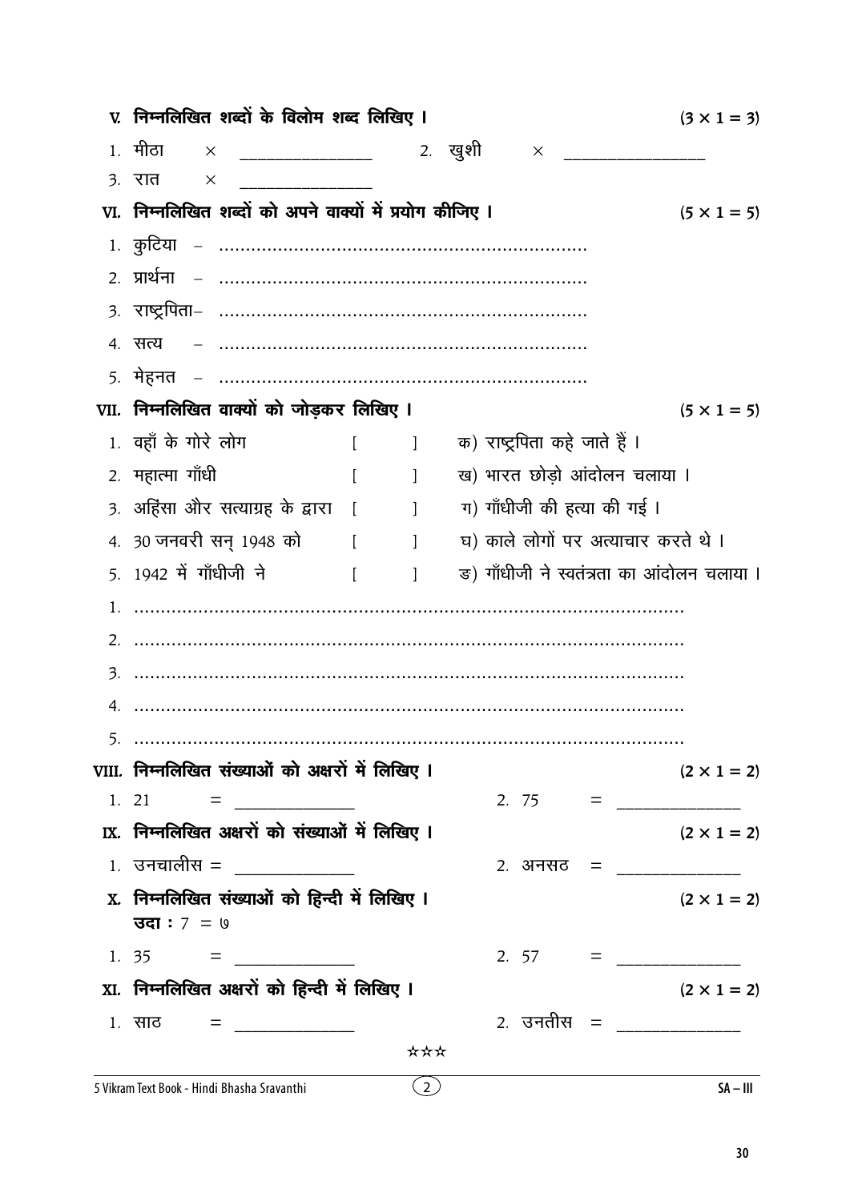**V. निम्नलिखित शब्दों के विलोम शब्द लिखिए ।** (3 × 1 = 3)

1. मीठा × ________________   2. खुशी × ________________
3. रात × ________________

**VI. निम्नलिखित शब्दों को अपने वाक्यों में प्रयोग कीजिए ।** (5 × 1 = 5)

1. कुटिया – ....................................................................
2. प्रार्थना – ....................................................................
3. राष्ट्रपिता– ....................................................................
4. सत्य – ....................................................................
5. मेहनत – ....................................................................

**VII. निम्नलिखित वाक्यों को जोड़कर लिखिए ।** (5 × 1 = 5)

1. वहाँ के गोरे लोग [ ] क) राष्ट्रपिता कहे जाते हैं ।
2. महात्मा गाँधी [ ] ख) भारत छोड़ो आंदोलन चलाया ।
3. अहिंसा और सत्याग्रह के द्वारा [ ] ग) गाँधीजी की हत्या की गई ।
4. 30 जनवरी सन् 1948 को [ ] घ) काले लोगों पर अत्याचार करते थे ।
5. 1942 में गाँधीजी ने [ ] ङ) गाँधीजी ने स्वतंत्रता का आंदोलन चलाया ।

1. ........................................................................................................
2. ........................................................................................................
3. ........................................................................................................
4. ........................................................................................................
5. ........................................................................................................

**VIII. निम्नलिखित संख्याओं को अक्षरों में लिखिए ।** (2 × 1 = 2)

1. 21 = ________________   2. 75 = ________________

**IX. निम्नलिखित अक्षरों को संख्याओं में लिखिए ।** (2 × 1 = 2)

1. उनचालीस = ________________   2. अनसठ = ________________

**X. निम्नलिखित संख्याओं को हिन्दी में लिखिए ।** (2 × 1 = 2)
**उदा :** 7 = ७

1. 35 = ________________   2. 57 = ________________

**XI. निम्नलिखित अक्षरों को हिन्दी में लिखिए ।** (2 × 1 = 2)

1. साठ = ________________   2. उनतीस = ________________

☆☆☆